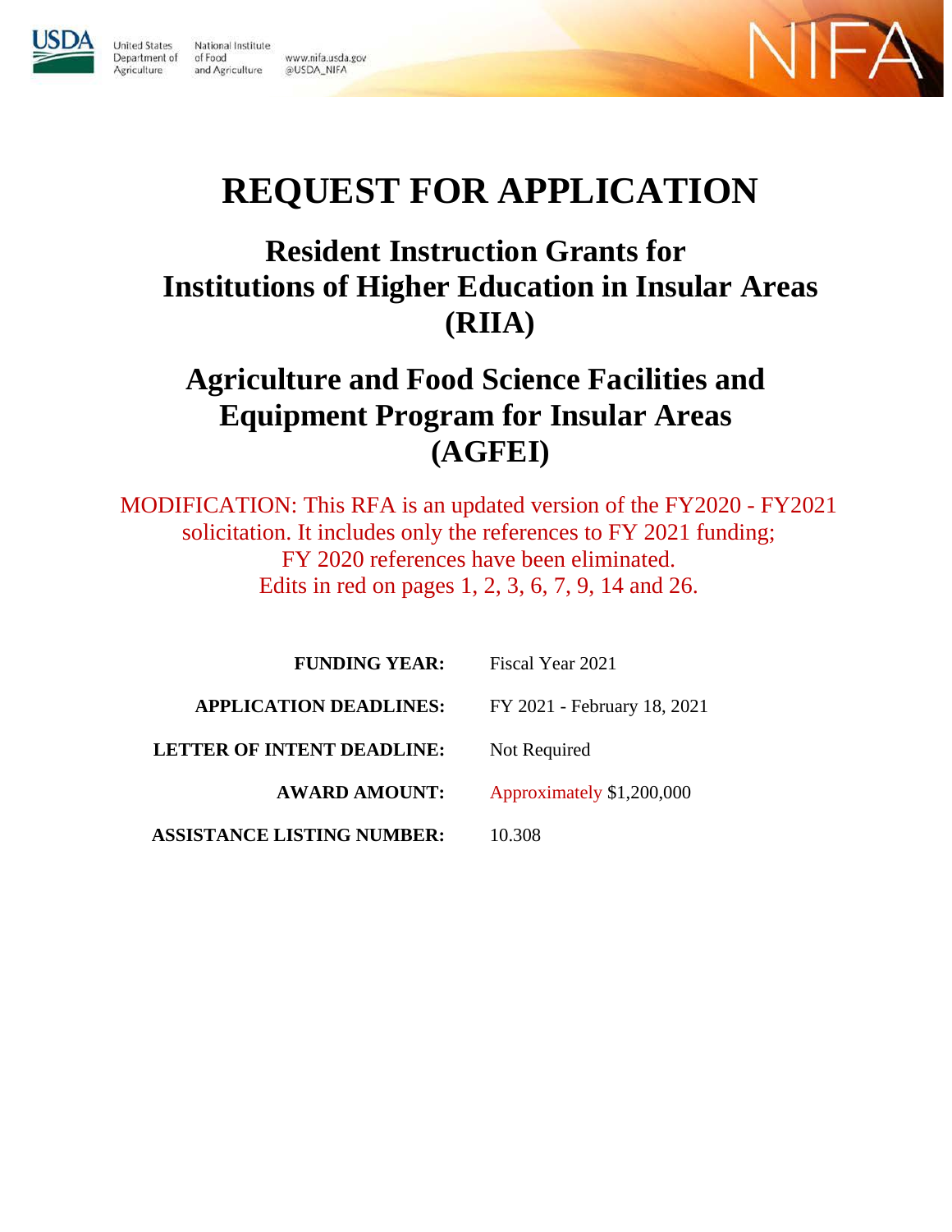United States Department of Agriculture

National Institute of Food and Agriculture

www.nifa.usda.gov
@USDA_NIFA

NIFA

# REQUEST FOR APPLICATION

## Resident Instruction Grants for Institutions of Higher Education in Insular Areas (RIIA)

## Agriculture and Food Science Facilities and Equipment Program for Insular Areas (AGFEI)

MODIFICATION: This RFA is an updated version of the FY2020 - FY2021 solicitation. It includes only the references to FY 2021 funding; FY 2020 references have been eliminated. Edits in red on pages 1, 2, 3, 6, 7, 9, 14 and 26.

| | |
|---|---|
| **FUNDING YEAR:** | Fiscal Year 2021 |
| **APPLICATION DEADLINES:** | FY 2021 - February 18, 2021 |
| **LETTER OF INTENT DEADLINE:** | Not Required |
| **AWARD AMOUNT:** | Approximately $1,200,000 |
| **ASSISTANCE LISTING NUMBER:** | 10.308 |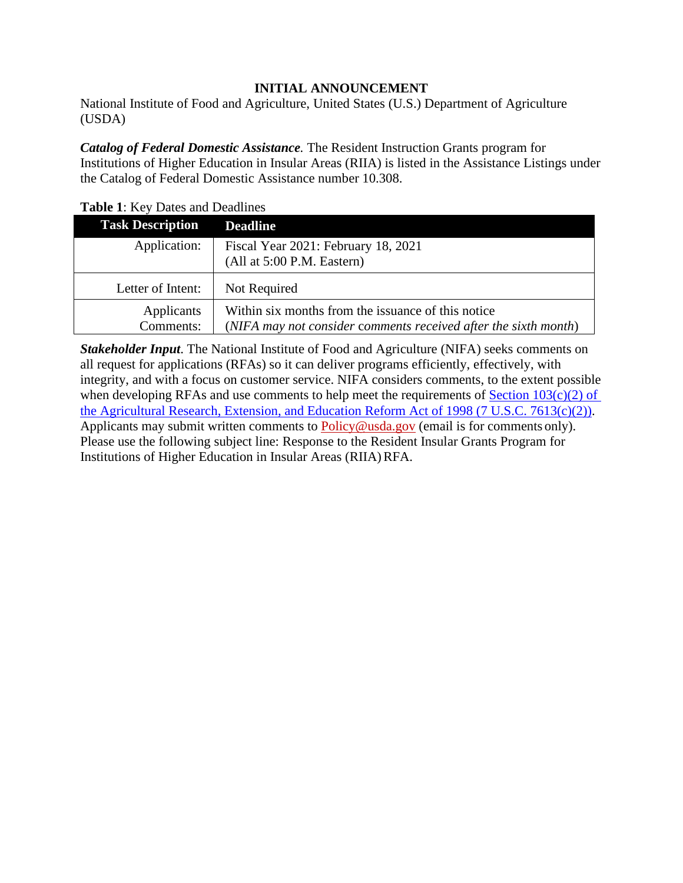## INITIAL ANNOUNCEMENT

National Institute of Food and Agriculture, United States (U.S.) Department of Agriculture (USDA)

***Catalog of Federal Domestic Assistance.*** The Resident Instruction Grants program for Institutions of Higher Education in Insular Areas (RIIA) is listed in the Assistance Listings under the Catalog of Federal Domestic Assistance number 10.308.

**Table 1**: Key Dates and Deadlines

| Task Description | Deadline |
|---|---|
| Application: | Fiscal Year 2021: February 18, 2021<br>(All at 5:00 P.M. Eastern) |
| Letter of Intent: | Not Required |
| Applicants Comments: | Within six months from the issuance of this notice<br>(*NIFA may not consider comments received after the sixth month*) |

***Stakeholder Input.*** The National Institute of Food and Agriculture (NIFA) seeks comments on all request for applications (RFAs) so it can deliver programs efficiently, effectively, with integrity, and with a focus on customer service. NIFA considers comments, to the extent possible when developing RFAs and use comments to help meet the requirements of Section 103(c)(2) of the Agricultural Research, Extension, and Education Reform Act of 1998 (7 U.S.C. 7613(c)(2)). Applicants may submit written comments to Policy@usda.gov (email is for comments only). Please use the following subject line: Response to the Resident Insular Grants Program for Institutions of Higher Education in Insular Areas (RIIA) RFA.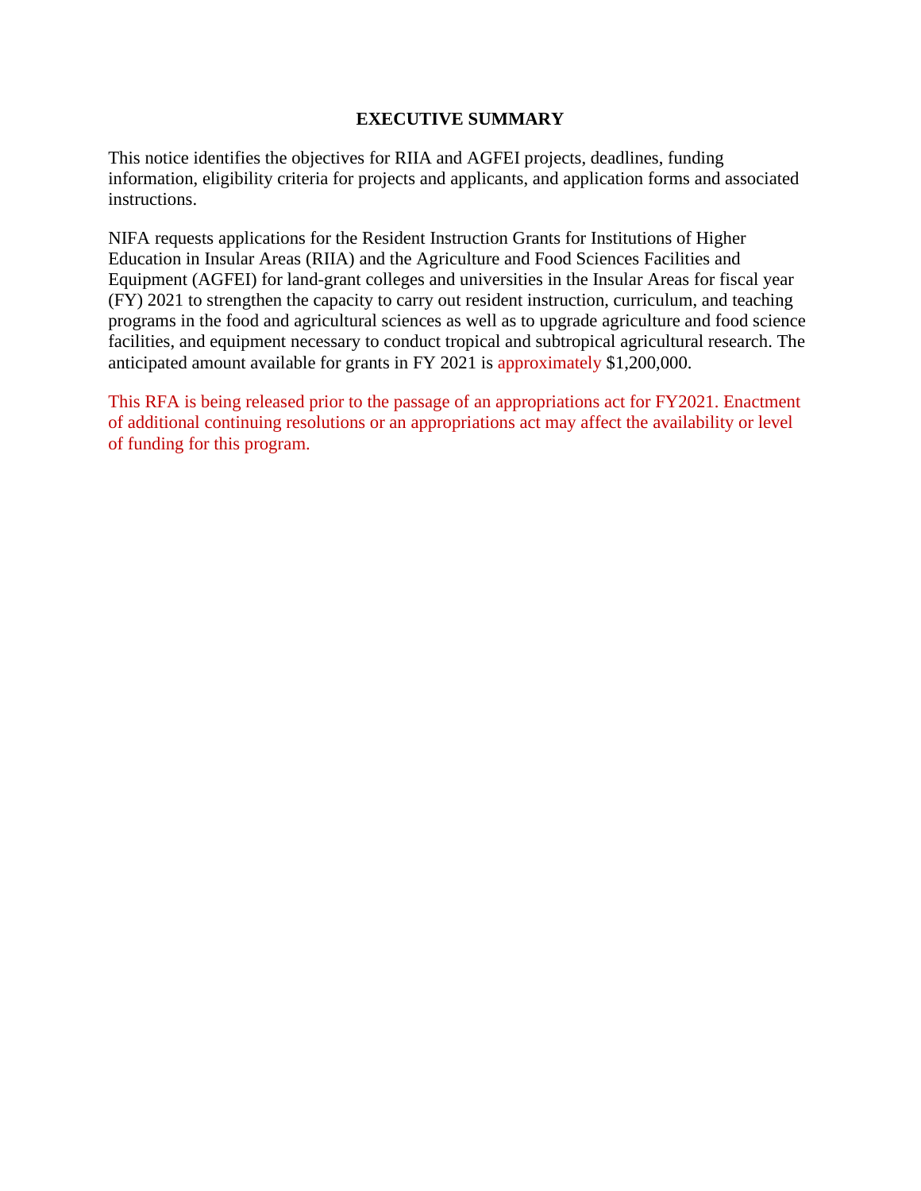# EXECUTIVE SUMMARY

This notice identifies the objectives for RIIA and AGFEI projects, deadlines, funding information, eligibility criteria for projects and applicants, and application forms and associated instructions.

NIFA requests applications for the Resident Instruction Grants for Institutions of Higher Education in Insular Areas (RIIA) and the Agriculture and Food Sciences Facilities and Equipment (AGFEI) for land-grant colleges and universities in the Insular Areas for fiscal year (FY) 2021 to strengthen the capacity to carry out resident instruction, curriculum, and teaching programs in the food and agricultural sciences as well as to upgrade agriculture and food science facilities, and equipment necessary to conduct tropical and subtropical agricultural research. The anticipated amount available for grants in FY 2021 is approximately $1,200,000.

This RFA is being released prior to the passage of an appropriations act for FY2021. Enactment of additional continuing resolutions or an appropriations act may affect the availability or level of funding for this program.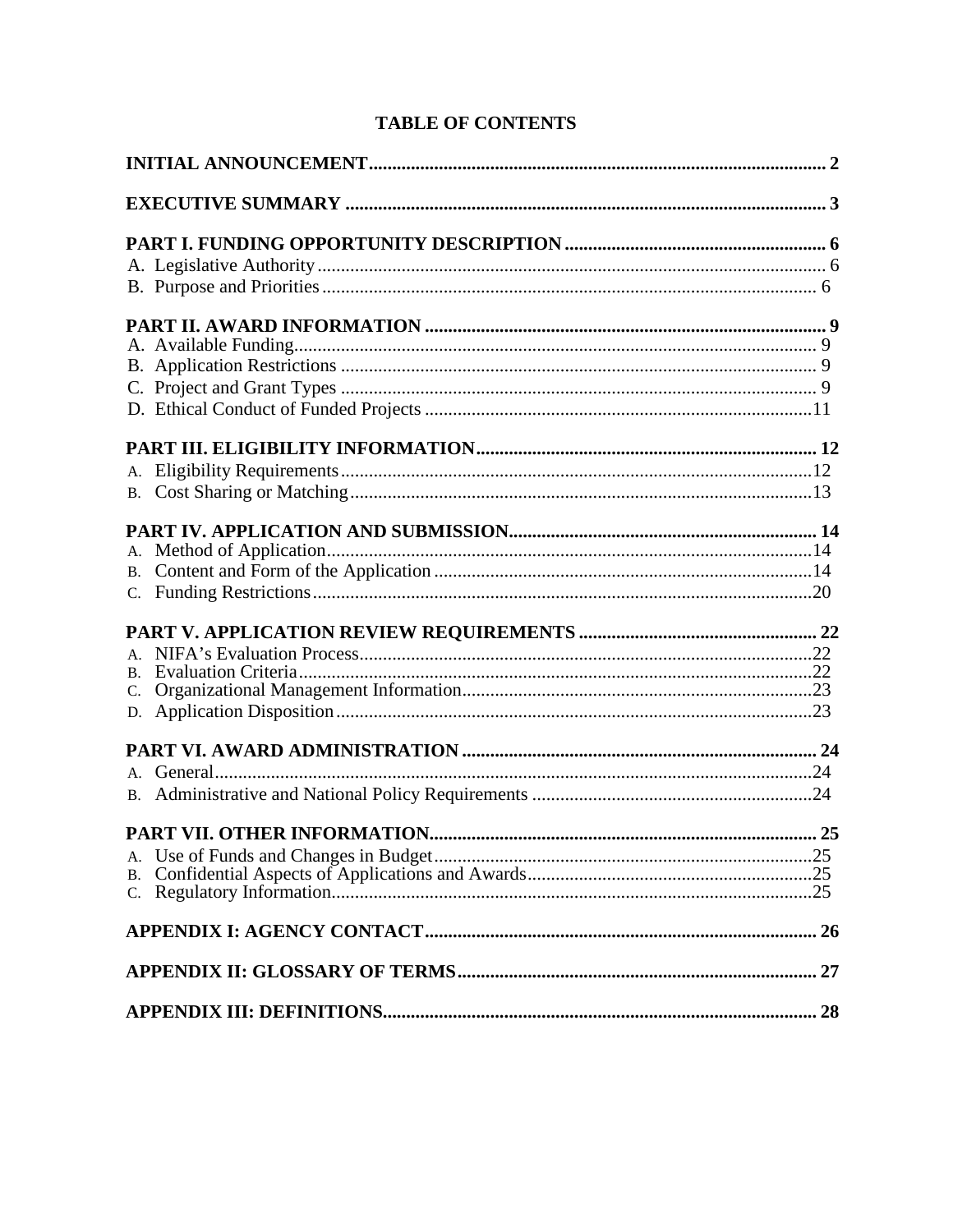# TABLE OF CONTENTS

**INITIAL ANNOUNCEMENT** .......... **2**

**EXECUTIVE SUMMARY** .......... **3**

**PART I. FUNDING OPPORTUNITY DESCRIPTION** .......... **6**

A. Legislative Authority .......... 6

B. Purpose and Priorities .......... 6

**PART II. AWARD INFORMATION** .......... **9**

A. Available Funding .......... 9

B. Application Restrictions .......... 9

C. Project and Grant Types .......... 9

D. Ethical Conduct of Funded Projects .......... 11

**PART III. ELIGIBILITY INFORMATION** .......... **12**

A. Eligibility Requirements .......... 12

B. Cost Sharing or Matching .......... 13

**PART IV. APPLICATION AND SUBMISSION** .......... **14**

A. Method of Application .......... 14

B. Content and Form of the Application .......... 14

C. Funding Restrictions .......... 20

**PART V. APPLICATION REVIEW REQUIREMENTS** .......... **22**

A. NIFA's Evaluation Process .......... 22

B. Evaluation Criteria .......... 22

C. Organizational Management Information .......... 23

D. Application Disposition .......... 23

**PART VI. AWARD ADMINISTRATION** .......... **24**

A. General .......... 24

B. Administrative and National Policy Requirements .......... 24

**PART VII. OTHER INFORMATION** .......... **25**

A. Use of Funds and Changes in Budget .......... 25

B. Confidential Aspects of Applications and Awards .......... 25

C. Regulatory Information .......... 25

**APPENDIX I: AGENCY CONTACT** .......... **26**

**APPENDIX II: GLOSSARY OF TERMS** .......... **27**

**APPENDIX III: DEFINITIONS** .......... **28**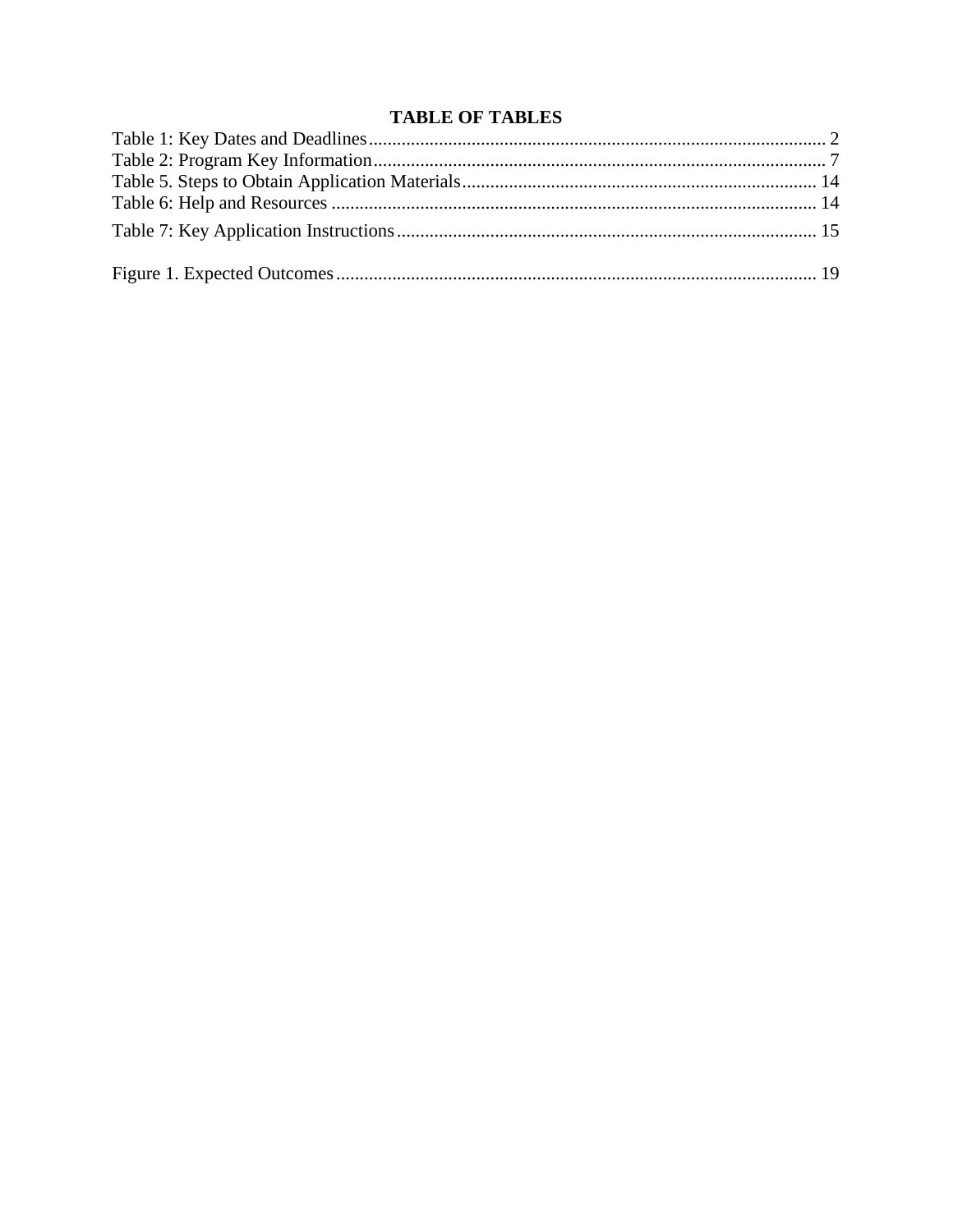# TABLE OF TABLES

Table 1: Key Dates and Deadlines ........................................................................................ 2
Table 2: Program Key Information ........................................................................................ 7
Table 5. Steps to Obtain Application Materials ........................................................................................ 14
Table 6: Help and Resources ........................................................................................ 14
Table 7: Key Application Instructions ........................................................................................ 15

Figure 1. Expected Outcomes ........................................................................................ 19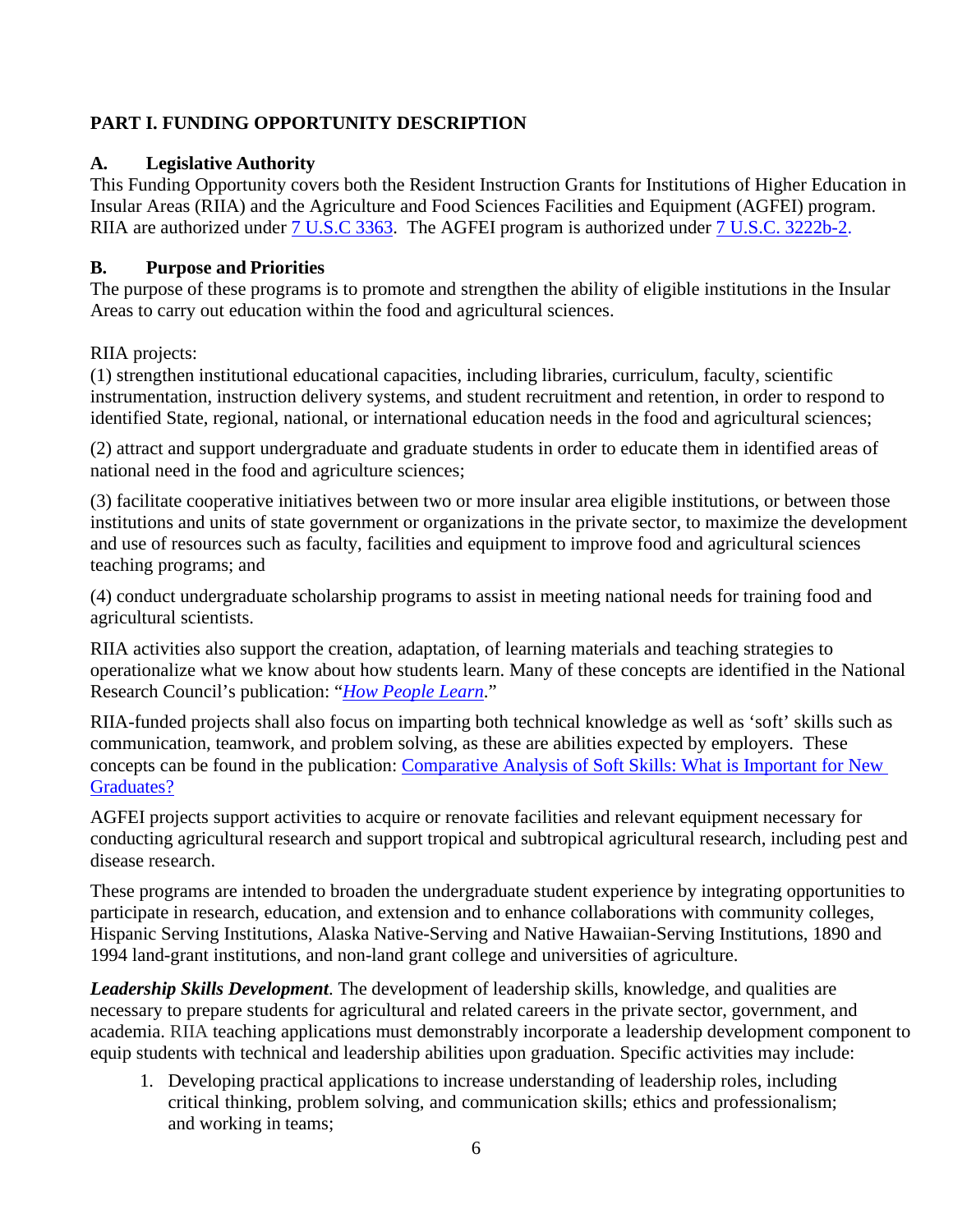## PART I. FUNDING OPPORTUNITY DESCRIPTION

### A. Legislative Authority

This Funding Opportunity covers both the Resident Instruction Grants for Institutions of Higher Education in Insular Areas (RIIA) and the Agriculture and Food Sciences Facilities and Equipment (AGFEI) program. RIIA are authorized under [7 U.S.C 3363](). The AGFEI program is authorized under [7 U.S.C. 3222b-2]().

### B. Purpose and Priorities

The purpose of these programs is to promote and strengthen the ability of eligible institutions in the Insular Areas to carry out education within the food and agricultural sciences.

RIIA projects:

(1) strengthen institutional educational capacities, including libraries, curriculum, faculty, scientific instrumentation, instruction delivery systems, and student recruitment and retention, in order to respond to identified State, regional, national, or international education needs in the food and agricultural sciences;

(2) attract and support undergraduate and graduate students in order to educate them in identified areas of national need in the food and agriculture sciences;

(3) facilitate cooperative initiatives between two or more insular area eligible institutions, or between those institutions and units of state government or organizations in the private sector, to maximize the development and use of resources such as faculty, facilities and equipment to improve food and agricultural sciences teaching programs; and

(4) conduct undergraduate scholarship programs to assist in meeting national needs for training food and agricultural scientists.

RIIA activities also support the creation, adaptation, of learning materials and teaching strategies to operationalize what we know about how students learn. Many of these concepts are identified in the National Research Council's publication: "[*How People Learn*]()."

RIIA-funded projects shall also focus on imparting both technical knowledge as well as 'soft' skills such as communication, teamwork, and problem solving, as these are abilities expected by employers. These concepts can be found in the publication: [Comparative Analysis of Soft Skills: What is Important for New Graduates?]()

AGFEI projects support activities to acquire or renovate facilities and relevant equipment necessary for conducting agricultural research and support tropical and subtropical agricultural research, including pest and disease research.

These programs are intended to broaden the undergraduate student experience by integrating opportunities to participate in research, education, and extension and to enhance collaborations with community colleges, Hispanic Serving Institutions, Alaska Native-Serving and Native Hawaiian-Serving Institutions, 1890 and 1994 land-grant institutions, and non-land grant college and universities of agriculture.

***Leadership Skills Development***. The development of leadership skills, knowledge, and qualities are necessary to prepare students for agricultural and related careers in the private sector, government, and academia. RIIA teaching applications must demonstrably incorporate a leadership development component to equip students with technical and leadership abilities upon graduation. Specific activities may include:

1. Developing practical applications to increase understanding of leadership roles, including critical thinking, problem solving, and communication skills; ethics and professionalism; and working in teams;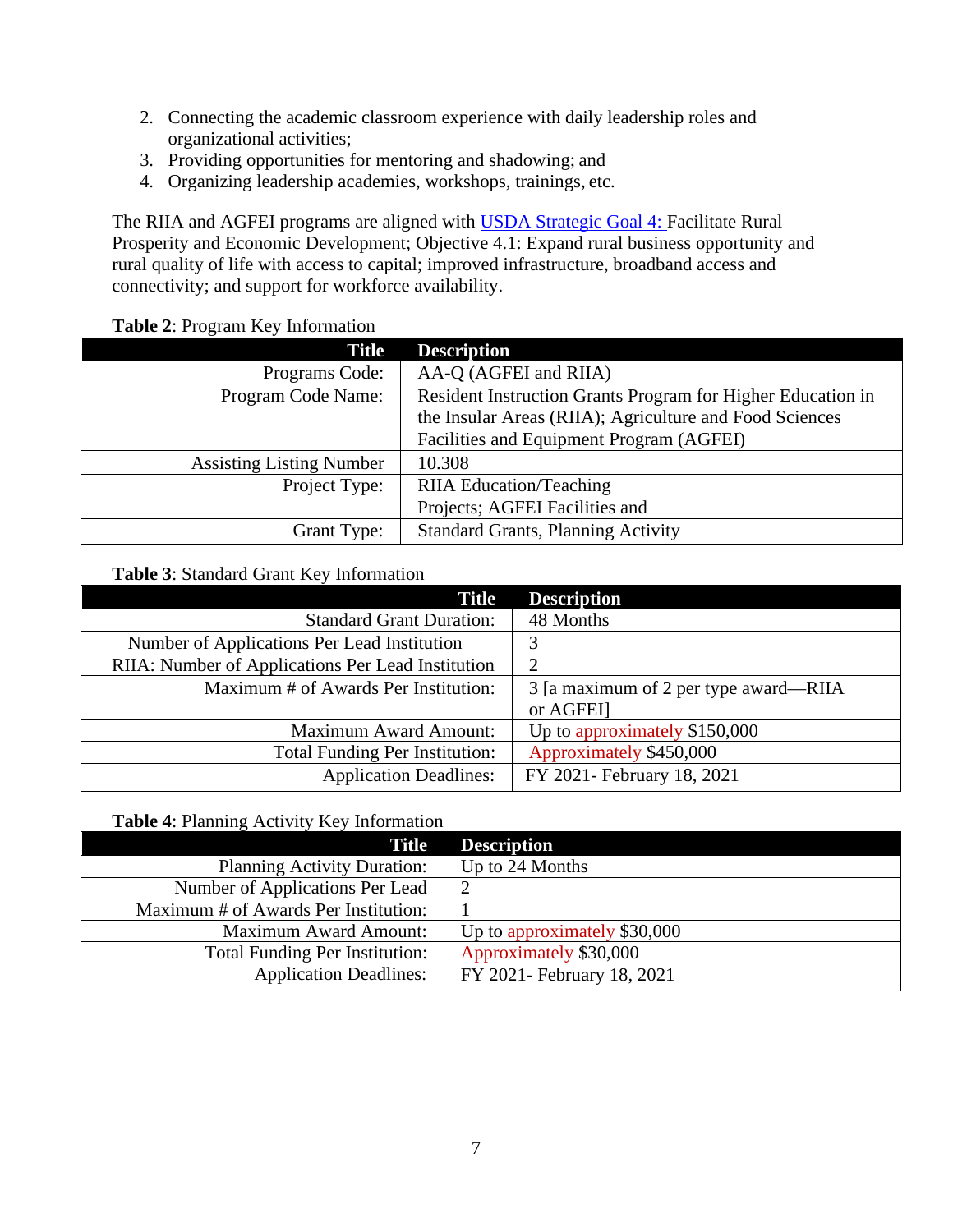2. Connecting the academic classroom experience with daily leadership roles and organizational activities;
3. Providing opportunities for mentoring and shadowing; and
4. Organizing leadership academies, workshops, trainings, etc.

The RIIA and AGFEI programs are aligned with USDA Strategic Goal 4: Facilitate Rural Prosperity and Economic Development; Objective 4.1: Expand rural business opportunity and rural quality of life with access to capital; improved infrastructure, broadband access and connectivity; and support for workforce availability.

**Table 2**: Program Key Information

| Title | Description |
|---|---|
| Programs Code: | AA-Q (AGFEI and RIIA) |
| Program Code Name: | Resident Instruction Grants Program for Higher Education in the Insular Areas (RIIA); Agriculture and Food Sciences Facilities and Equipment Program (AGFEI) |
| Assisting Listing Number | 10.308 |
| Project Type: | RIIA Education/Teaching Projects; AGFEI Facilities and |
| Grant Type: | Standard Grants, Planning Activity |

**Table 3**: Standard Grant Key Information

| Title | Description |
|---|---|
| Standard Grant Duration: | 48 Months |
| Number of Applications Per Lead Institution | 3 |
| RIIA: Number of Applications Per Lead Institution | 2 |
| Maximum # of Awards Per Institution: | 3 [a maximum of 2 per type award—RIIA or AGFEI] |
| Maximum Award Amount: | Up to approximately $150,000 |
| Total Funding Per Institution: | Approximately $450,000 |
| Application Deadlines: | FY 2021- February 18, 2021 |

**Table 4**: Planning Activity Key Information

| Title | Description |
|---|---|
| Planning Activity Duration: | Up to 24 Months |
| Number of Applications Per Lead | 2 |
| Maximum # of Awards Per Institution: | 1 |
| Maximum Award Amount: | Up to approximately $30,000 |
| Total Funding Per Institution: | Approximately $30,000 |
| Application Deadlines: | FY 2021- February 18, 2021 |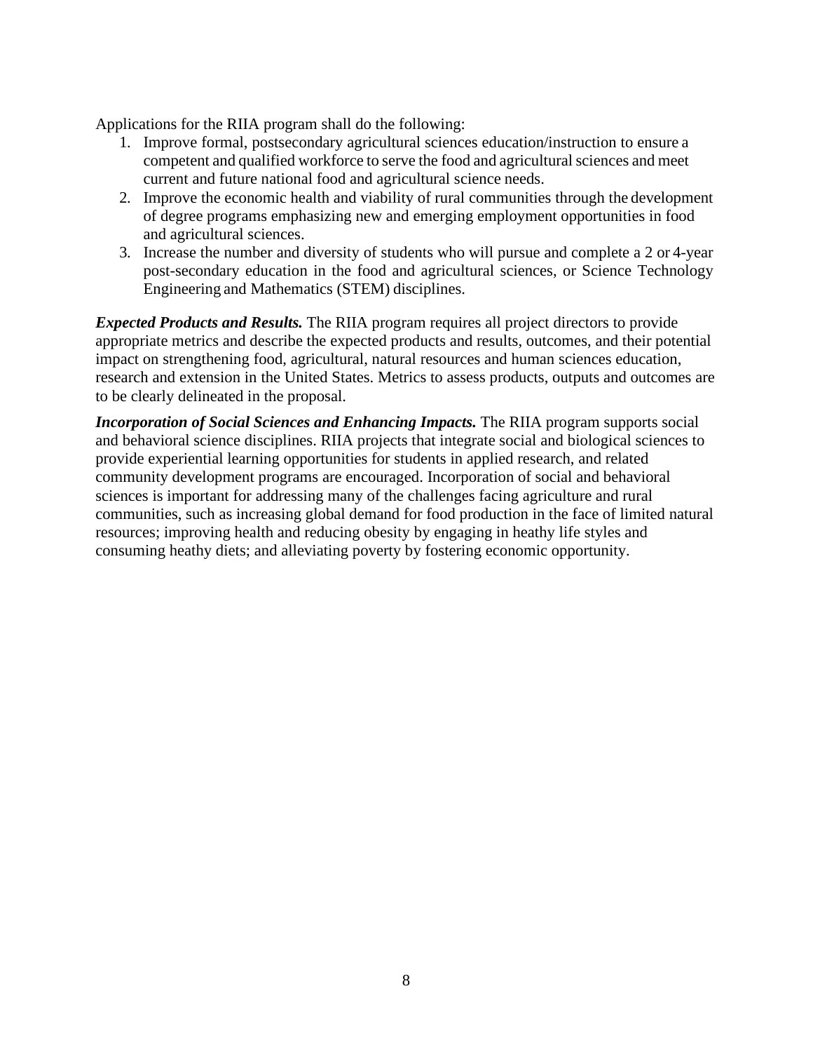Applications for the RIIA program shall do the following:

1. Improve formal, postsecondary agricultural sciences education/instruction to ensure a competent and qualified workforce to serve the food and agricultural sciences and meet current and future national food and agricultural science needs.
2. Improve the economic health and viability of rural communities through the development of degree programs emphasizing new and emerging employment opportunities in food and agricultural sciences.
3. Increase the number and diversity of students who will pursue and complete a 2 or 4-year post-secondary education in the food and agricultural sciences, or Science Technology Engineering and Mathematics (STEM) disciplines.

***Expected Products and Results.*** The RIIA program requires all project directors to provide appropriate metrics and describe the expected products and results, outcomes, and their potential impact on strengthening food, agricultural, natural resources and human sciences education, research and extension in the United States. Metrics to assess products, outputs and outcomes are to be clearly delineated in the proposal.

***Incorporation of Social Sciences and Enhancing Impacts.*** The RIIA program supports social and behavioral science disciplines. RIIA projects that integrate social and biological sciences to provide experiential learning opportunities for students in applied research, and related community development programs are encouraged. Incorporation of social and behavioral sciences is important for addressing many of the challenges facing agriculture and rural communities, such as increasing global demand for food production in the face of limited natural resources; improving health and reducing obesity by engaging in heathy life styles and consuming heathy diets; and alleviating poverty by fostering economic opportunity.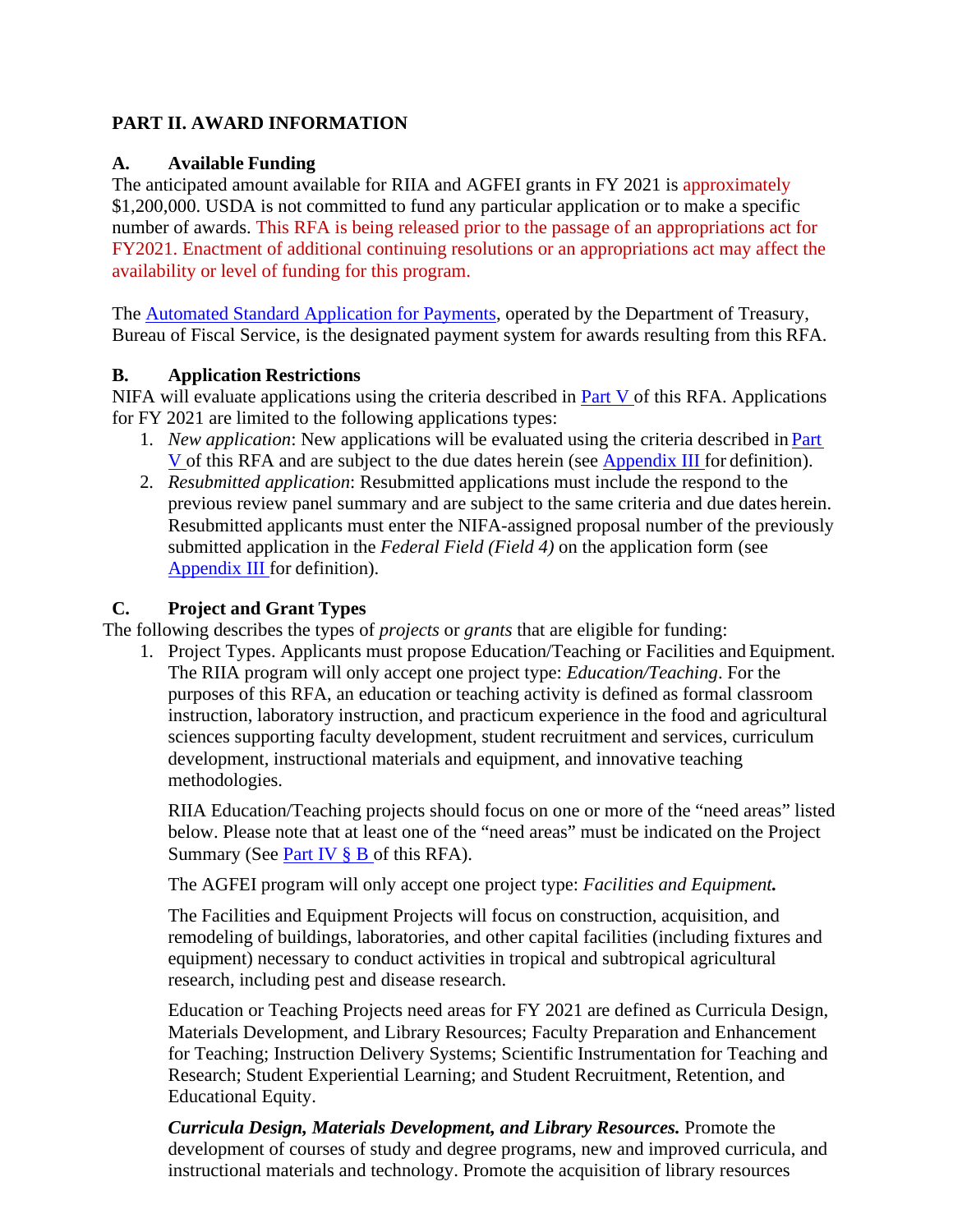## PART II. AWARD INFORMATION

### A. Available Funding

The anticipated amount available for RIIA and AGFEI grants in FY 2021 is approximately $1,200,000. USDA is not committed to fund any particular application or to make a specific number of awards. This RFA is being released prior to the passage of an appropriations act for FY2021. Enactment of additional continuing resolutions or an appropriations act may affect the availability or level of funding for this program.

The Automated Standard Application for Payments, operated by the Department of Treasury, Bureau of Fiscal Service, is the designated payment system for awards resulting from this RFA.

### B. Application Restrictions

NIFA will evaluate applications using the criteria described in Part V of this RFA. Applications for FY 2021 are limited to the following applications types:

1. *New application*: New applications will be evaluated using the criteria described in Part V of this RFA and are subject to the due dates herein (see Appendix III for definition).
2. *Resubmitted application*: Resubmitted applications must include the respond to the previous review panel summary and are subject to the same criteria and due dates herein. Resubmitted applicants must enter the NIFA-assigned proposal number of the previously submitted application in the *Federal Field (Field 4)* on the application form (see Appendix III for definition).

### C. Project and Grant Types

The following describes the types of *projects* or *grants* that are eligible for funding:

1. Project Types. Applicants must propose Education/Teaching or Facilities and Equipment. The RIIA program will only accept one project type: *Education/Teaching*. For the purposes of this RFA, an education or teaching activity is defined as formal classroom instruction, laboratory instruction, and practicum experience in the food and agricultural sciences supporting faculty development, student recruitment and services, curriculum development, instructional materials and equipment, and innovative teaching methodologies.

   RIIA Education/Teaching projects should focus on one or more of the "need areas" listed below. Please note that at least one of the "need areas" must be indicated on the Project Summary (See Part IV § B of this RFA).

   The AGFEI program will only accept one project type: ***Facilities and Equipment.***

   The Facilities and Equipment Projects will focus on construction, acquisition, and remodeling of buildings, laboratories, and other capital facilities (including fixtures and equipment) necessary to conduct activities in tropical and subtropical agricultural research, including pest and disease research.

   Education or Teaching Projects need areas for FY 2021 are defined as Curricula Design, Materials Development, and Library Resources; Faculty Preparation and Enhancement for Teaching; Instruction Delivery Systems; Scientific Instrumentation for Teaching and Research; Student Experiential Learning; and Student Recruitment, Retention, and Educational Equity.

   ***Curricula Design, Materials Development, and Library Resources.*** Promote the development of courses of study and degree programs, new and improved curricula, and instructional materials and technology. Promote the acquisition of library resources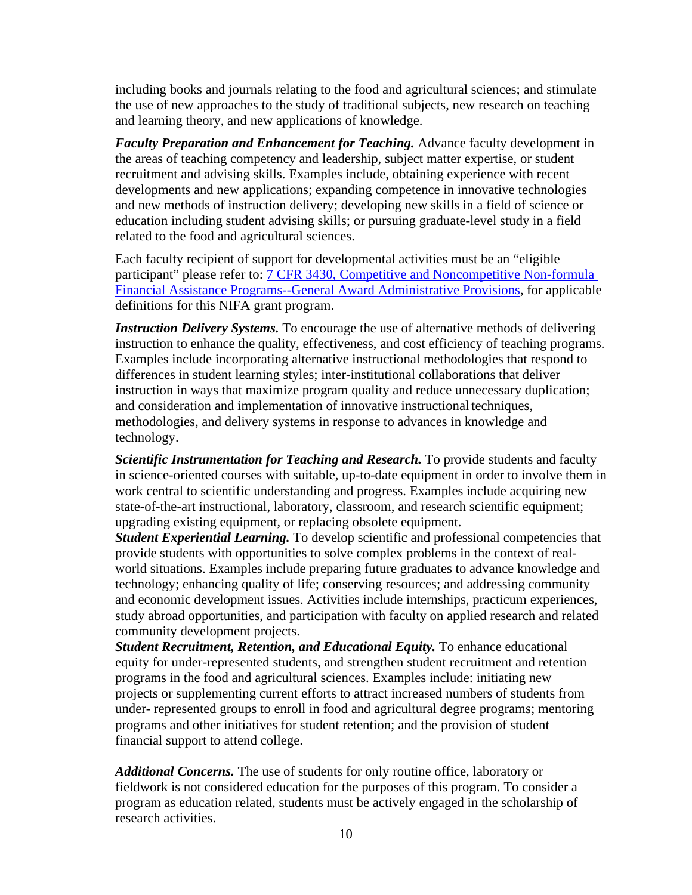including books and journals relating to the food and agricultural sciences; and stimulate the use of new approaches to the study of traditional subjects, new research on teaching and learning theory, and new applications of knowledge.

***Faculty Preparation and Enhancement for Teaching.*** Advance faculty development in the areas of teaching competency and leadership, subject matter expertise, or student recruitment and advising skills. Examples include, obtaining experience with recent developments and new applications; expanding competence in innovative technologies and new methods of instruction delivery; developing new skills in a field of science or education including student advising skills; or pursuing graduate-level study in a field related to the food and agricultural sciences.

Each faculty recipient of support for developmental activities must be an "eligible participant" please refer to: [7 CFR 3430, Competitive and Noncompetitive Non-formula Financial Assistance Programs--General Award Administrative Provisions](), for applicable definitions for this NIFA grant program.

***Instruction Delivery Systems.*** To encourage the use of alternative methods of delivering instruction to enhance the quality, effectiveness, and cost efficiency of teaching programs. Examples include incorporating alternative instructional methodologies that respond to differences in student learning styles; inter-institutional collaborations that deliver instruction in ways that maximize program quality and reduce unnecessary duplication; and consideration and implementation of innovative instructional techniques, methodologies, and delivery systems in response to advances in knowledge and technology.

***Scientific Instrumentation for Teaching and Research.*** To provide students and faculty in science-oriented courses with suitable, up-to-date equipment in order to involve them in work central to scientific understanding and progress. Examples include acquiring new state-of-the-art instructional, laboratory, classroom, and research scientific equipment; upgrading existing equipment, or replacing obsolete equipment.

***Student Experiential Learning.*** To develop scientific and professional competencies that provide students with opportunities to solve complex problems in the context of real-world situations. Examples include preparing future graduates to advance knowledge and technology; enhancing quality of life; conserving resources; and addressing community and economic development issues. Activities include internships, practicum experiences, study abroad opportunities, and participation with faculty on applied research and related community development projects.

***Student Recruitment, Retention, and Educational Equity.*** To enhance educational equity for under-represented students, and strengthen student recruitment and retention programs in the food and agricultural sciences. Examples include: initiating new projects or supplementing current efforts to attract increased numbers of students from under- represented groups to enroll in food and agricultural degree programs; mentoring programs and other initiatives for student retention; and the provision of student financial support to attend college.

***Additional Concerns.*** The use of students for only routine office, laboratory or fieldwork is not considered education for the purposes of this program. To consider a program as education related, students must be actively engaged in the scholarship of research activities.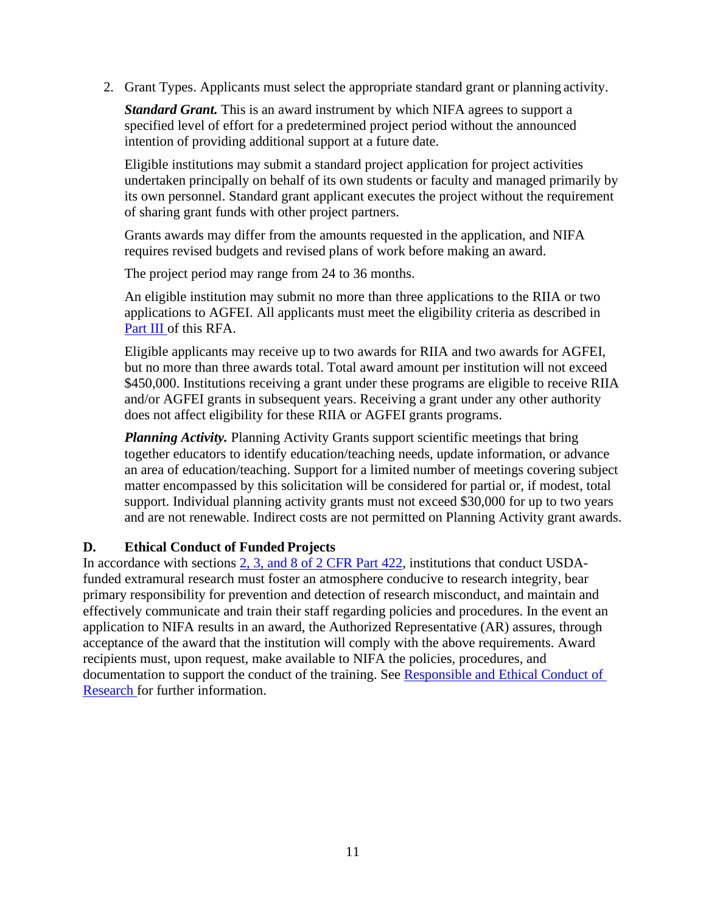2. Grant Types. Applicants must select the appropriate standard grant or planning activity.

   ***Standard Grant.*** This is an award instrument by which NIFA agrees to support a specified level of effort for a predetermined project period without the announced intention of providing additional support at a future date.

   Eligible institutions may submit a standard project application for project activities undertaken principally on behalf of its own students or faculty and managed primarily by its own personnel. Standard grant applicant executes the project without the requirement of sharing grant funds with other project partners.

   Grants awards may differ from the amounts requested in the application, and NIFA requires revised budgets and revised plans of work before making an award.

   The project period may range from 24 to 36 months.

   An eligible institution may submit no more than three applications to the RIIA or two applications to AGFEI. All applicants must meet the eligibility criteria as described in [Part III](#) of this RFA.

   Eligible applicants may receive up to two awards for RIIA and two awards for AGFEI, but no more than three awards total. Total award amount per institution will not exceed $450,000. Institutions receiving a grant under these programs are eligible to receive RIIA and/or AGFEI grants in subsequent years. Receiving a grant under any other authority does not affect eligibility for these RIIA or AGFEI grants programs.

   ***Planning Activity.*** Planning Activity Grants support scientific meetings that bring together educators to identify education/teaching needs, update information, or advance an area of education/teaching. Support for a limited number of meetings covering subject matter encompassed by this solicitation will be considered for partial or, if modest, total support. Individual planning activity grants must not exceed $30,000 for up to two years and are not renewable. Indirect costs are not permitted on Planning Activity grant awards.

### D. Ethical Conduct of Funded Projects

In accordance with sections [2, 3, and 8 of 2 CFR Part 422](#), institutions that conduct USDA-funded extramural research must foster an atmosphere conducive to research integrity, bear primary responsibility for prevention and detection of research misconduct, and maintain and effectively communicate and train their staff regarding policies and procedures. In the event an application to NIFA results in an award, the Authorized Representative (AR) assures, through acceptance of the award that the institution will comply with the above requirements. Award recipients must, upon request, make available to NIFA the policies, procedures, and documentation to support the conduct of the training. See [Responsible and Ethical Conduct of Research](#) for further information.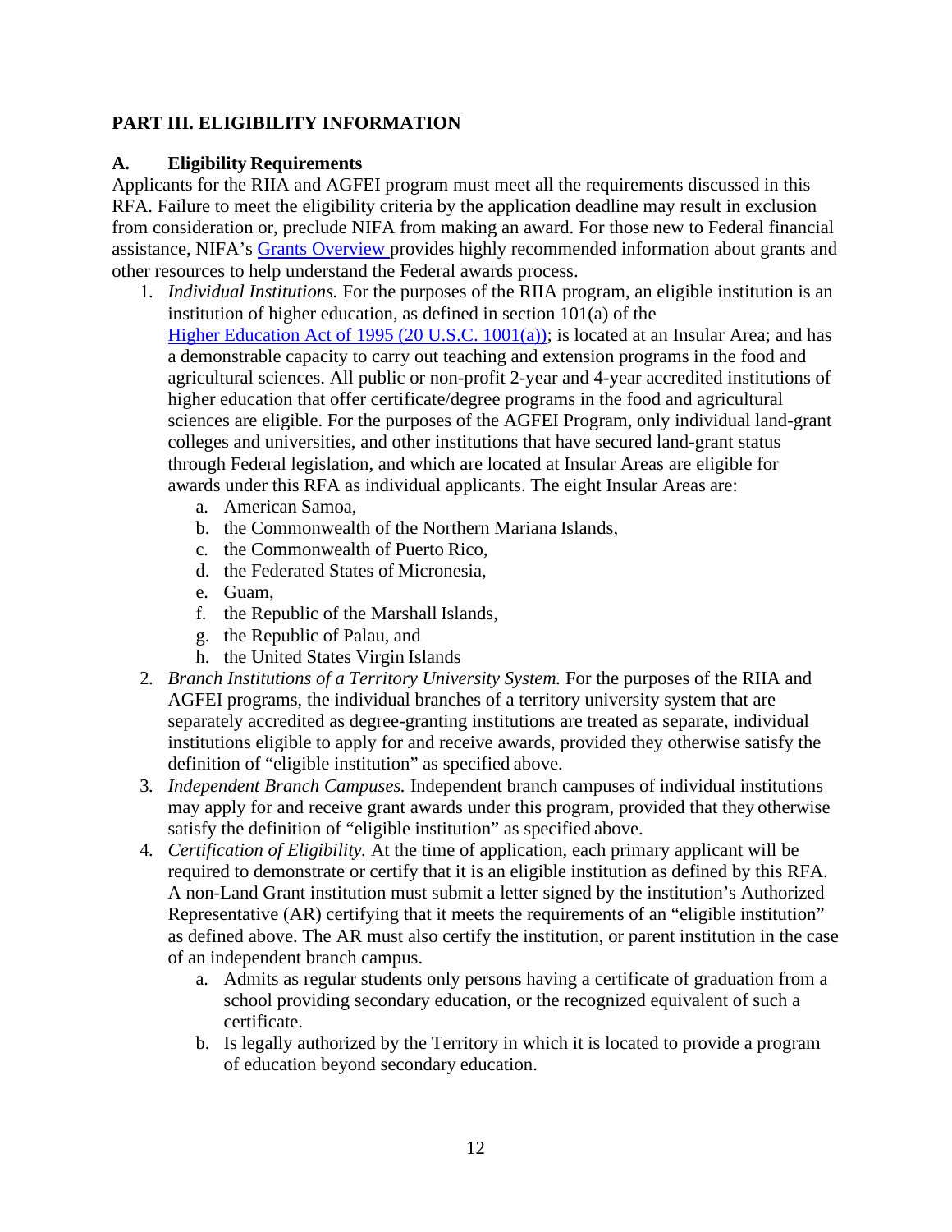## PART III. ELIGIBILITY INFORMATION

### A. Eligibility Requirements

Applicants for the RIIA and AGFEI program must meet all the requirements discussed in this RFA. Failure to meet the eligibility criteria by the application deadline may result in exclusion from consideration or, preclude NIFA from making an award. For those new to Federal financial assistance, NIFA's [Grants Overview](#) provides highly recommended information about grants and other resources to help understand the Federal awards process.

1. *Individual Institutions.* For the purposes of the RIIA program, an eligible institution is an institution of higher education, as defined in section 101(a) of the [Higher Education Act of 1995 (20 U.S.C. 1001(a))](#); is located at an Insular Area; and has a demonstrable capacity to carry out teaching and extension programs in the food and agricultural sciences. All public or non-profit 2-year and 4-year accredited institutions of higher education that offer certificate/degree programs in the food and agricultural sciences are eligible. For the purposes of the AGFEI Program, only individual land-grant colleges and universities, and other institutions that have secured land-grant status through Federal legislation, and which are located at Insular Areas are eligible for awards under this RFA as individual applicants. The eight Insular Areas are:
   a. American Samoa,
   b. the Commonwealth of the Northern Mariana Islands,
   c. the Commonwealth of Puerto Rico,
   d. the Federated States of Micronesia,
   e. Guam,
   f. the Republic of the Marshall Islands,
   g. the Republic of Palau, and
   h. the United States Virgin Islands
2. *Branch Institutions of a Territory University System.* For the purposes of the RIIA and AGFEI programs, the individual branches of a territory university system that are separately accredited as degree-granting institutions are treated as separate, individual institutions eligible to apply for and receive awards, provided they otherwise satisfy the definition of "eligible institution" as specified above.
3. *Independent Branch Campuses.* Independent branch campuses of individual institutions may apply for and receive grant awards under this program, provided that they otherwise satisfy the definition of "eligible institution" as specified above.
4. *Certification of Eligibility.* At the time of application, each primary applicant will be required to demonstrate or certify that it is an eligible institution as defined by this RFA. A non-Land Grant institution must submit a letter signed by the institution's Authorized Representative (AR) certifying that it meets the requirements of an "eligible institution" as defined above. The AR must also certify the institution, or parent institution in the case of an independent branch campus.
   a. Admits as regular students only persons having a certificate of graduation from a school providing secondary education, or the recognized equivalent of such a certificate.
   b. Is legally authorized by the Territory in which it is located to provide a program of education beyond secondary education.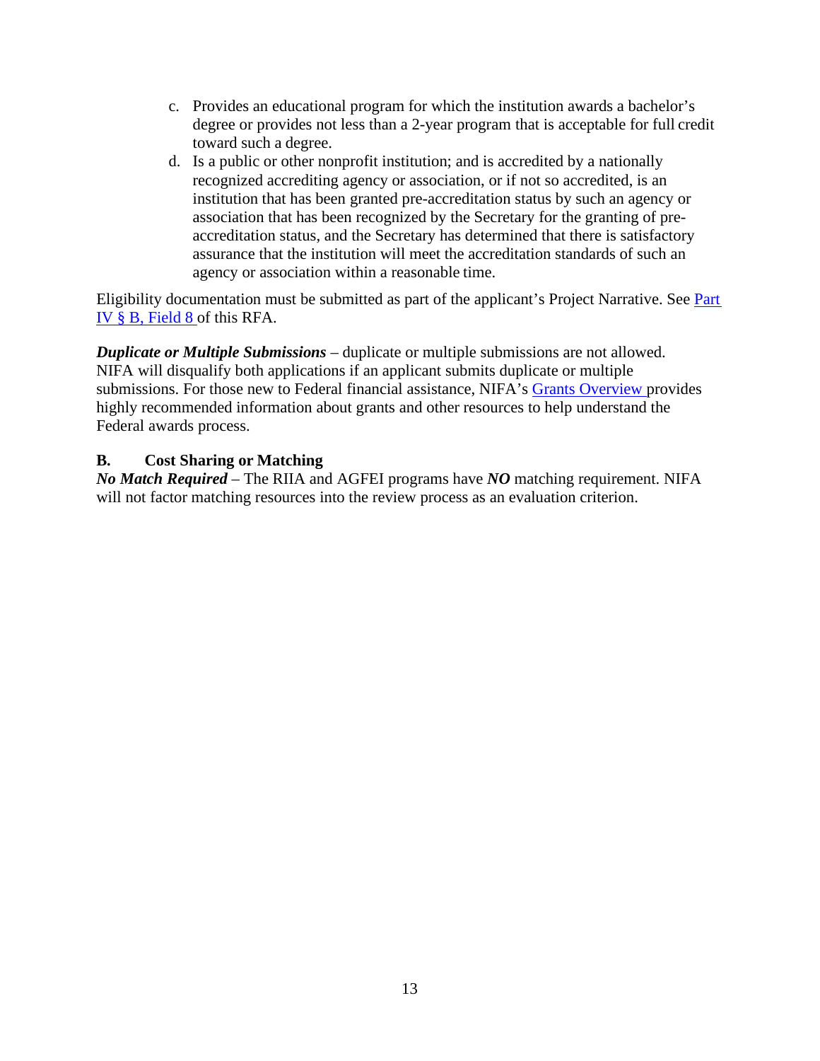c. Provides an educational program for which the institution awards a bachelor's degree or provides not less than a 2-year program that is acceptable for full credit toward such a degree.
d. Is a public or other nonprofit institution; and is accredited by a nationally recognized accrediting agency or association, or if not so accredited, is an institution that has been granted pre-accreditation status by such an agency or association that has been recognized by the Secretary for the granting of pre-accreditation status, and the Secretary has determined that there is satisfactory assurance that the institution will meet the accreditation standards of such an agency or association within a reasonable time.

Eligibility documentation must be submitted as part of the applicant's Project Narrative. See [Part IV § B, Field 8](#) of this RFA.

***Duplicate or Multiple Submissions*** – duplicate or multiple submissions are not allowed. NIFA will disqualify both applications if an applicant submits duplicate or multiple submissions. For those new to Federal financial assistance, NIFA's [Grants Overview](#) provides highly recommended information about grants and other resources to help understand the Federal awards process.

## B. Cost Sharing or Matching

***No Match Required*** – The RIIA and AGFEI programs have ***NO*** matching requirement. NIFA will not factor matching resources into the review process as an evaluation criterion.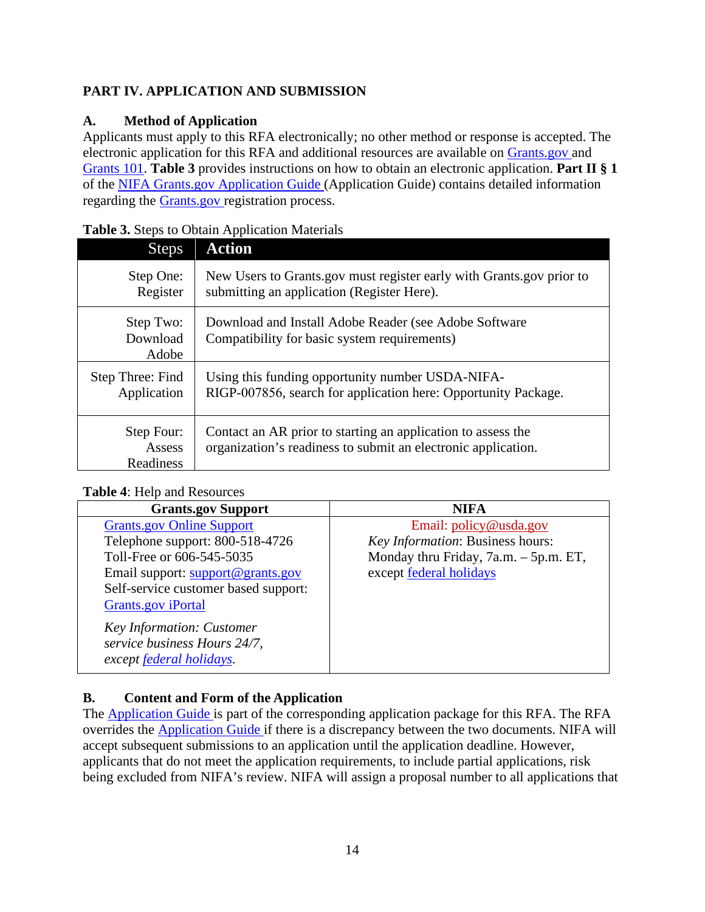## PART IV. APPLICATION AND SUBMISSION

### A. Method of Application

Applicants must apply to this RFA electronically; no other method or response is accepted. The electronic application for this RFA and additional resources are available on Grants.gov and Grants 101. **Table 3** provides instructions on how to obtain an electronic application. **Part II § 1** of the NIFA Grants.gov Application Guide (Application Guide) contains detailed information regarding the Grants.gov registration process.

**Table 3.** Steps to Obtain Application Materials

| Steps | Action |
|---|---|
| Step One: Register | New Users to Grants.gov must register early with Grants.gov prior to submitting an application (Register Here). |
| Step Two: Download Adobe | Download and Install Adobe Reader (see Adobe Software Compatibility for basic system requirements) |
| Step Three: Find Application | Using this funding opportunity number USDA-NIFA-RIGP-007856, search for application here: Opportunity Package. |
| Step Four: Assess Readiness | Contact an AR prior to starting an application to assess the organization's readiness to submit an electronic application. |

**Table 4**: Help and Resources

| Grants.gov Support | NIFA |
|---|---|
| Grants.gov Online Support<br>Telephone support: 800-518-4726 Toll-Free or 606-545-5035<br>Email support: support@grants.gov<br>Self-service customer based support: Grants.gov iPortal<br>*Key Information: Customer service business Hours 24/7, except federal holidays.* | Email: policy@usda.gov<br>*Key Information*: Business hours: Monday thru Friday, 7a.m. – 5p.m. ET, except federal holidays |

### B. Content and Form of the Application

The Application Guide is part of the corresponding application package for this RFA. The RFA overrides the Application Guide if there is a discrepancy between the two documents. NIFA will accept subsequent submissions to an application until the application deadline. However, applicants that do not meet the application requirements, to include partial applications, risk being excluded from NIFA's review. NIFA will assign a proposal number to all applications that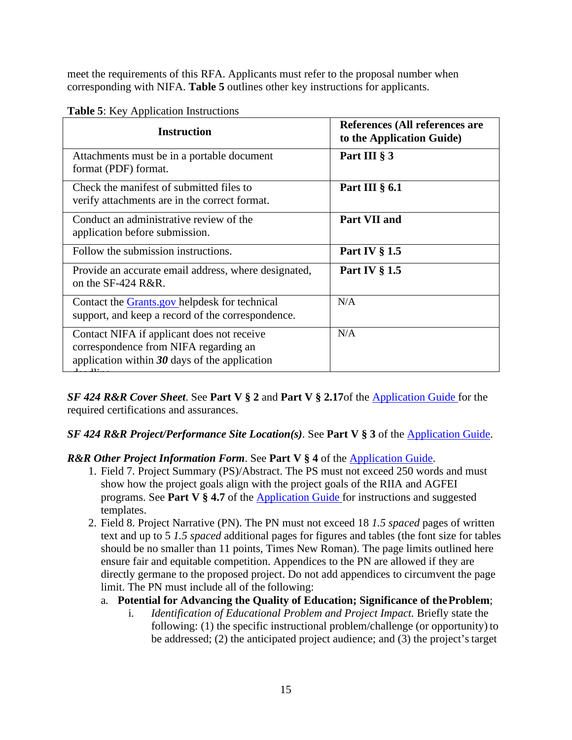meet the requirements of this RFA. Applicants must refer to the proposal number when corresponding with NIFA. **Table 5** outlines other key instructions for applicants.

**Table 5**: Key Application Instructions

| Instruction | References (All references are to the Application Guide) |
|---|---|
| Attachments must be in a portable document format (PDF) format. | **Part III § 3** |
| Check the manifest of submitted files to verify attachments are in the correct format. | **Part III § 6.1** |
| Conduct an administrative review of the application before submission. | **Part VII and** |
| Follow the submission instructions. | **Part IV § 1.5** |
| Provide an accurate email address, where designated, on the SF-424 R&R. | **Part IV § 1.5** |
| Contact the Grants.gov helpdesk for technical support, and keep a record of the correspondence. | N/A |
| Contact NIFA if applicant does not receive correspondence from NIFA regarding an application within ***30*** days of the application deadline | N/A |

***SF 424 R&R Cover Sheet***. See **Part V § 2** and **Part V § 2.17** of the Application Guide for the required certifications and assurances.

***SF 424 R&R Project/Performance Site Location(s)***. See **Part V § 3** of the Application Guide.

***R&R Other Project Information Form***. See **Part V § 4** of the Application Guide.

1. Field 7. Project Summary (PS)/Abstract. The PS must not exceed 250 words and must show how the project goals align with the project goals of the RIIA and AGFEI programs. See **Part V § 4.7** of the Application Guide for instructions and suggested templates.
2. Field 8. Project Narrative (PN). The PN must not exceed 18 *1.5 spaced* pages of written text and up to 5 *1.5 spaced* additional pages for figures and tables (the font size for tables should be no smaller than 11 points, Times New Roman). The page limits outlined here ensure fair and equitable competition. Appendices to the PN are allowed if they are directly germane to the proposed project. Do not add appendices to circumvent the page limit. The PN must include all of the following:
   a. **Potential for Advancing the Quality of Education; Significance of the Problem**;
      i. *Identification of Educational Problem and Project Impact.* Briefly state the following: (1) the specific instructional problem/challenge (or opportunity) to be addressed; (2) the anticipated project audience; and (3) the project's target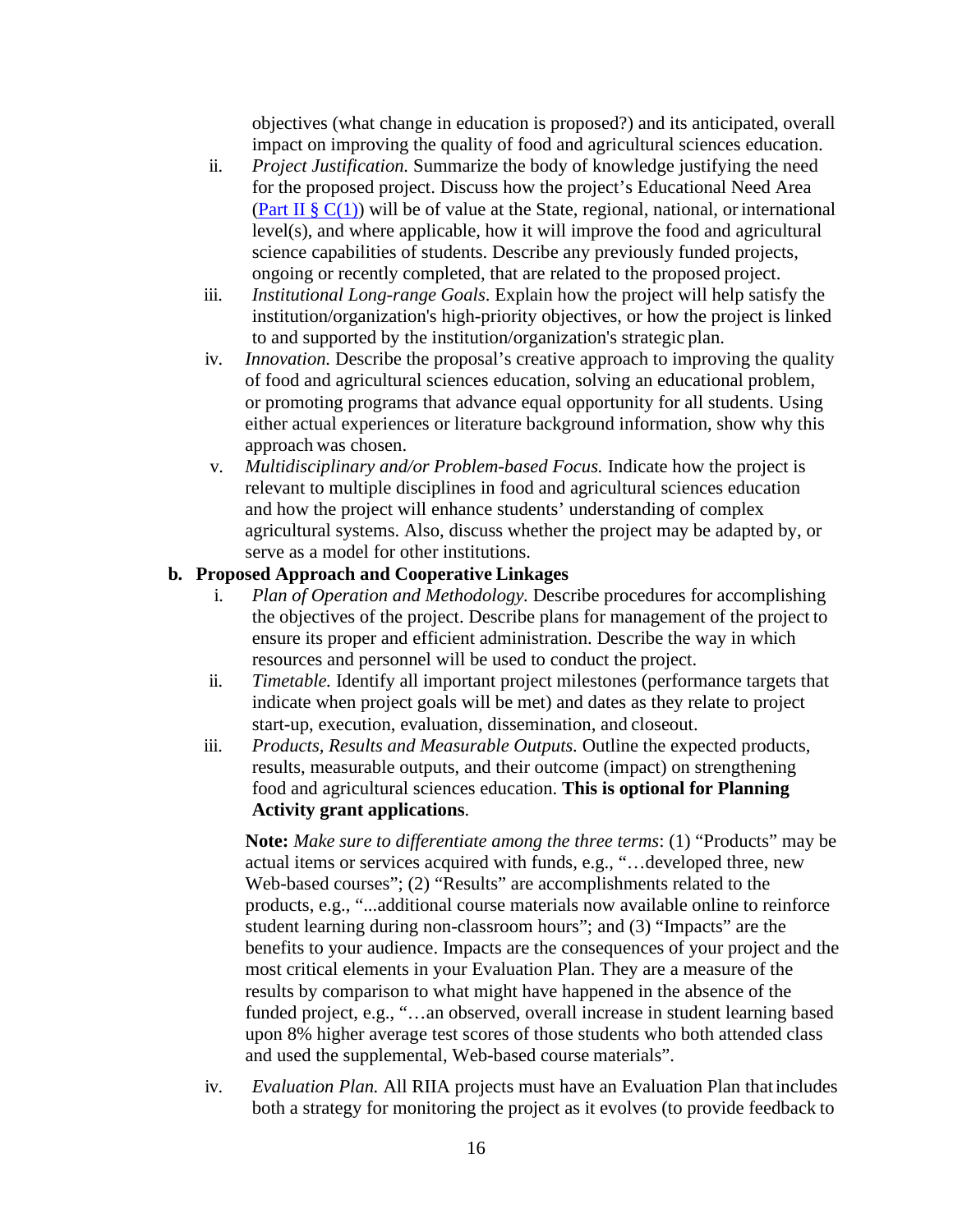objectives (what change in education is proposed?) and its anticipated, overall impact on improving the quality of food and agricultural sciences education.

ii. *Project Justification.* Summarize the body of knowledge justifying the need for the proposed project. Discuss how the project's Educational Need Area (Part II § C(1)) will be of value at the State, regional, national, or international level(s), and where applicable, how it will improve the food and agricultural science capabilities of students. Describe any previously funded projects, ongoing or recently completed, that are related to the proposed project.

iii. *Institutional Long-range Goals*. Explain how the project will help satisfy the institution/organization's high-priority objectives, or how the project is linked to and supported by the institution/organization's strategic plan.

iv. *Innovation.* Describe the proposal's creative approach to improving the quality of food and agricultural sciences education, solving an educational problem, or promoting programs that advance equal opportunity for all students. Using either actual experiences or literature background information, show why this approach was chosen.

v. *Multidisciplinary and/or Problem-based Focus.* Indicate how the project is relevant to multiple disciplines in food and agricultural sciences education and how the project will enhance students' understanding of complex agricultural systems. Also, discuss whether the project may be adapted by, or serve as a model for other institutions.

**b. Proposed Approach and Cooperative Linkages**

i. *Plan of Operation and Methodology.* Describe procedures for accomplishing the objectives of the project. Describe plans for management of the project to ensure its proper and efficient administration. Describe the way in which resources and personnel will be used to conduct the project.

ii. *Timetable.* Identify all important project milestones (performance targets that indicate when project goals will be met) and dates as they relate to project start-up, execution, evaluation, dissemination, and closeout.

iii. *Products, Results and Measurable Outputs.* Outline the expected products, results, measurable outputs, and their outcome (impact) on strengthening food and agricultural sciences education. **This is optional for Planning Activity grant applications**.

**Note:** *Make sure to differentiate among the three terms*: (1) "Products" may be actual items or services acquired with funds, e.g., "…developed three, new Web-based courses"; (2) "Results" are accomplishments related to the products, e.g., "...additional course materials now available online to reinforce student learning during non-classroom hours"; and (3) "Impacts" are the benefits to your audience. Impacts are the consequences of your project and the most critical elements in your Evaluation Plan. They are a measure of the results by comparison to what might have happened in the absence of the funded project, e.g., "…an observed, overall increase in student learning based upon 8% higher average test scores of those students who both attended class and used the supplemental, Web-based course materials".

iv. *Evaluation Plan.* All RIIA projects must have an Evaluation Plan that includes both a strategy for monitoring the project as it evolves (to provide feedback to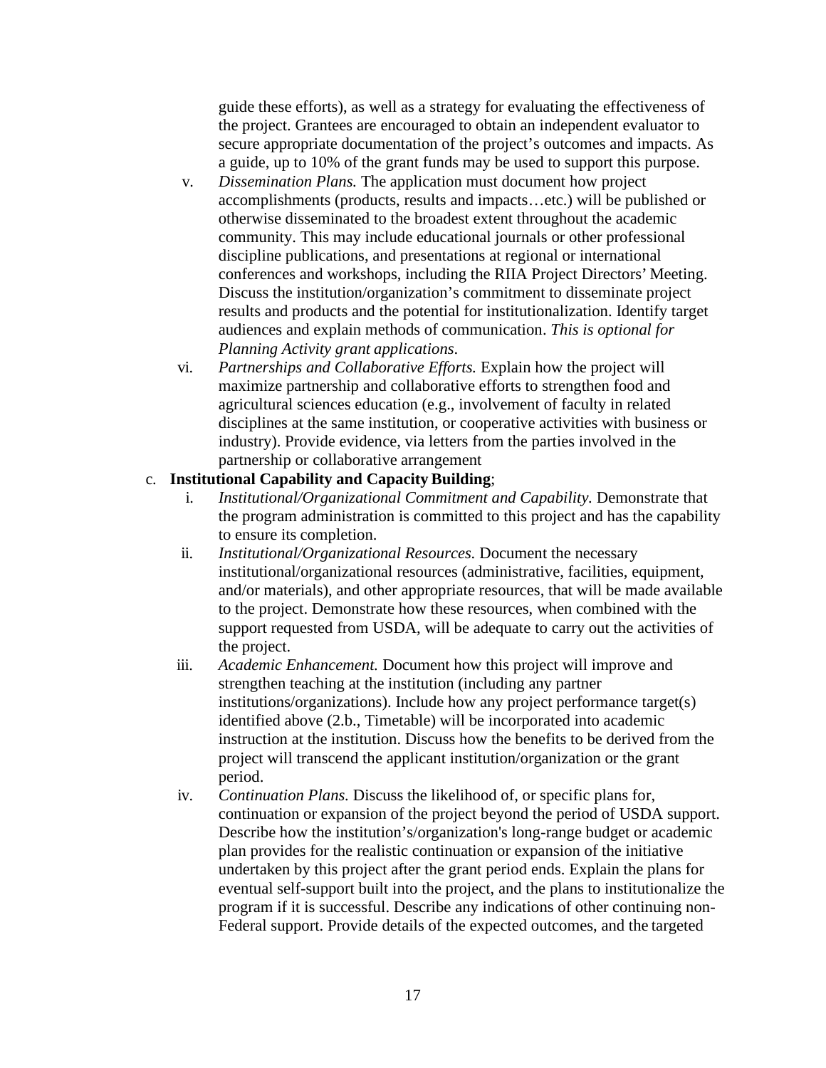guide these efforts), as well as a strategy for evaluating the effectiveness of the project. Grantees are encouraged to obtain an independent evaluator to secure appropriate documentation of the project's outcomes and impacts. As a guide, up to 10% of the grant funds may be used to support this purpose.

v. *Dissemination Plans.* The application must document how project accomplishments (products, results and impacts…etc.) will be published or otherwise disseminated to the broadest extent throughout the academic community. This may include educational journals or other professional discipline publications, and presentations at regional or international conferences and workshops, including the RIIA Project Directors' Meeting. Discuss the institution/organization's commitment to disseminate project results and products and the potential for institutionalization. Identify target audiences and explain methods of communication. *This is optional for Planning Activity grant applications*.

vi. *Partnerships and Collaborative Efforts.* Explain how the project will maximize partnership and collaborative efforts to strengthen food and agricultural sciences education (e.g., involvement of faculty in related disciplines at the same institution, or cooperative activities with business or industry). Provide evidence, via letters from the parties involved in the partnership or collaborative arrangement

c. **Institutional Capability and Capacity Building**;

i. *Institutional/Organizational Commitment and Capability.* Demonstrate that the program administration is committed to this project and has the capability to ensure its completion.

ii. *Institutional/Organizational Resources.* Document the necessary institutional/organizational resources (administrative, facilities, equipment, and/or materials), and other appropriate resources, that will be made available to the project. Demonstrate how these resources, when combined with the support requested from USDA, will be adequate to carry out the activities of the project.

iii. *Academic Enhancement.* Document how this project will improve and strengthen teaching at the institution (including any partner institutions/organizations). Include how any project performance target(s) identified above (2.b., Timetable) will be incorporated into academic instruction at the institution. Discuss how the benefits to be derived from the project will transcend the applicant institution/organization or the grant period.

iv. *Continuation Plans.* Discuss the likelihood of, or specific plans for, continuation or expansion of the project beyond the period of USDA support. Describe how the institution's/organization's long-range budget or academic plan provides for the realistic continuation or expansion of the initiative undertaken by this project after the grant period ends. Explain the plans for eventual self-support built into the project, and the plans to institutionalize the program if it is successful. Describe any indications of other continuing non-Federal support. Provide details of the expected outcomes, and the targeted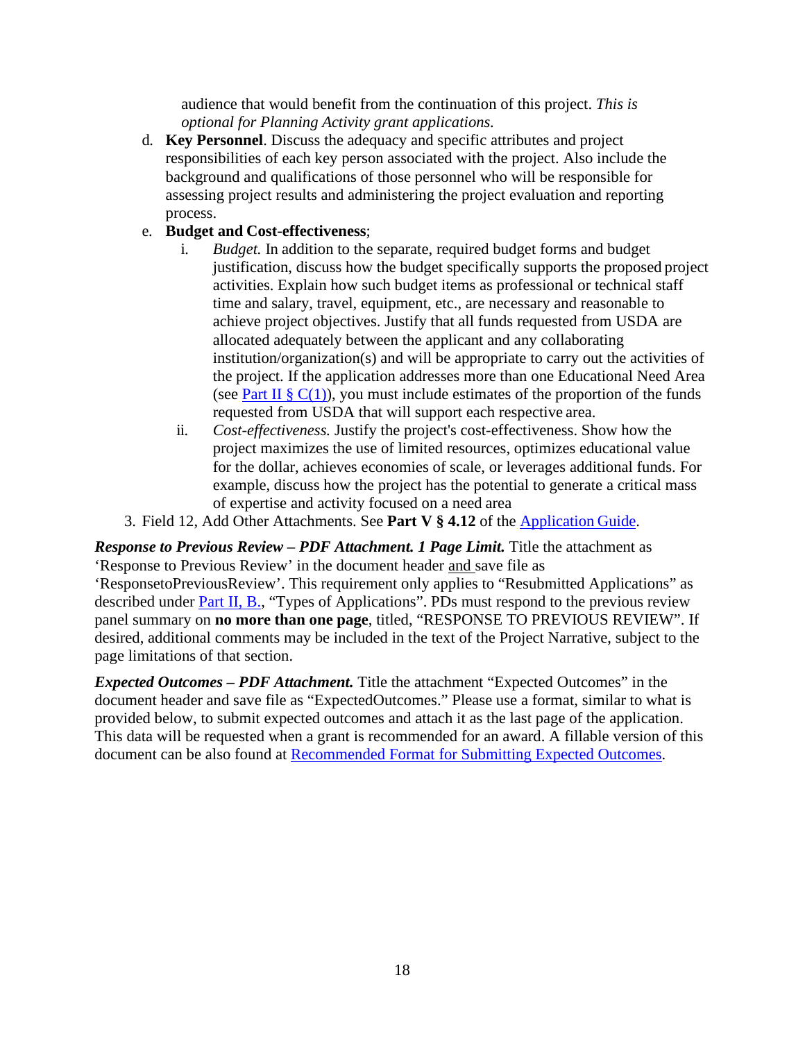audience that would benefit from the continuation of this project. *This is optional for Planning Activity grant applications.*

d. **Key Personnel**. Discuss the adequacy and specific attributes and project responsibilities of each key person associated with the project. Also include the background and qualifications of those personnel who will be responsible for assessing project results and administering the project evaluation and reporting process.

e. **Budget and Cost-effectiveness**;

   i. *Budget.* In addition to the separate, required budget forms and budget justification, discuss how the budget specifically supports the proposed project activities. Explain how such budget items as professional or technical staff time and salary, travel, equipment, etc., are necessary and reasonable to achieve project objectives. Justify that all funds requested from USDA are allocated adequately between the applicant and any collaborating institution/organization(s) and will be appropriate to carry out the activities of the project. If the application addresses more than one Educational Need Area (see Part II § C(1)), you must include estimates of the proportion of the funds requested from USDA that will support each respective area.

   ii. *Cost-effectiveness.* Justify the project's cost-effectiveness. Show how the project maximizes the use of limited resources, optimizes educational value for the dollar, achieves economies of scale, or leverages additional funds. For example, discuss how the project has the potential to generate a critical mass of expertise and activity focused on a need area

3. Field 12, Add Other Attachments. See **Part V § 4.12** of the Application Guide.

***Response to Previous Review – PDF Attachment. 1 Page Limit.*** Title the attachment as 'Response to Previous Review' in the document header and save file as 'ResponsetoPreviousReview'. This requirement only applies to "Resubmitted Applications" as described under Part II, B., "Types of Applications". PDs must respond to the previous review panel summary on **no more than one page**, titled, "RESPONSE TO PREVIOUS REVIEW". If desired, additional comments may be included in the text of the Project Narrative, subject to the page limitations of that section.

***Expected Outcomes – PDF Attachment.*** Title the attachment "Expected Outcomes" in the document header and save file as "ExpectedOutcomes." Please use a format, similar to what is provided below, to submit expected outcomes and attach it as the last page of the application. This data will be requested when a grant is recommended for an award. A fillable version of this document can be also found at Recommended Format for Submitting Expected Outcomes.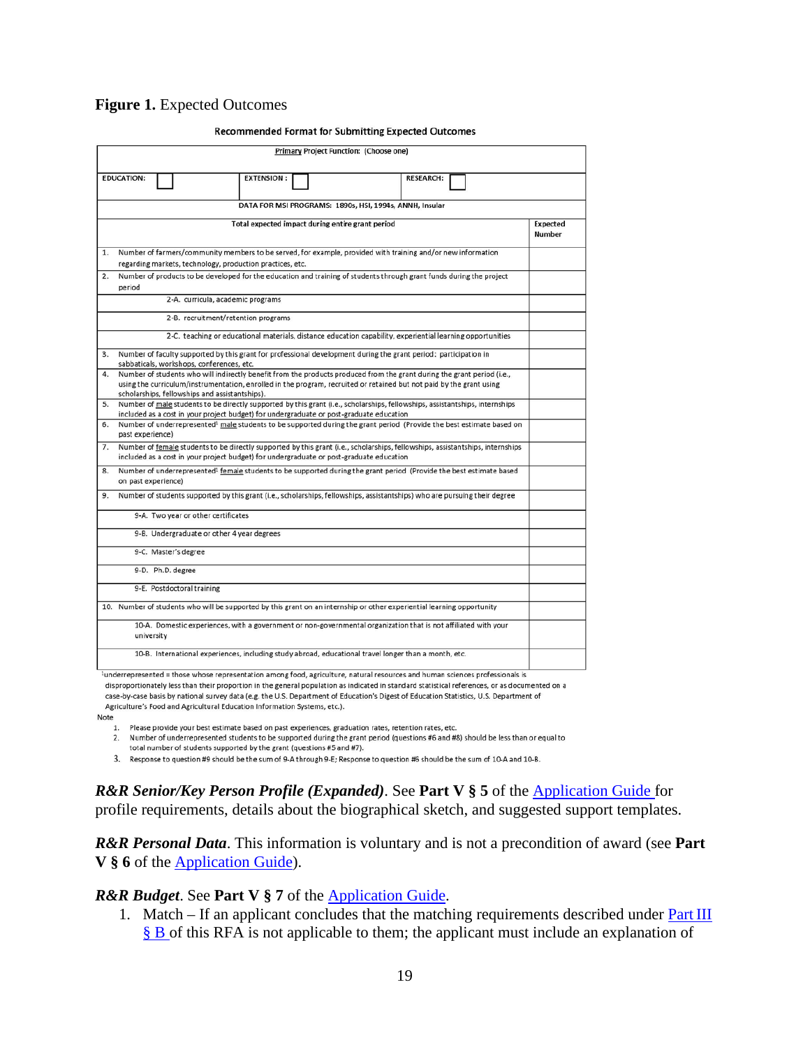**Figure 1.** Expected Outcomes

Recommended Format for Submitting Expected Outcomes

| Primary Project Function: (Choose one) | |
|---|---|
| EDUCATION: ☐ EXTENSION: ☐ RESEARCH: ☐ | |
| DATA FOR MSI PROGRAMS: 1890s, HSI, 1994s, ANNH, Insular | |
| Total expected impact during entire grant period | Expected Number |
| 1. Number of farmers/community members to be served, for example, provided with training and/or new information regarding markets, technology, production practices, etc. | |
| 2. Number of products to be developed for the education and training of students through grant funds during the project period | |
| 2-A. curricula, academic programs | |
| 2-B. recruitment/retention programs | |
| 2-C. teaching or educational materials, distance education capability, experiential learning opportunities | |
| 3. Number of faculty supported by this grant for professional development during the grant period: participation in sabbaticals, workshops, conferences, etc. | |
| 4. Number of students who will indirectly benefit from the products produced from the grant during the grant period (i.e., using the curriculum/instrumentation, enrolled in the program, recruited or retained but not paid by the grant using scholarships, fellowships and assistantships). | |
| 5. Number of male students to be directly supported by this grant (i.e., scholarships, fellowships, assistantships, internships included as a cost in your project budget) for undergraduate or post-graduate education | |
| 6. Number of underrepresented[1] male students to be supported during the grant period (Provide the best estimate based on past experience) | |
| 7. Number of female students to be directly supported by this grant (i.e., scholarships, fellowships, assistantships, internships included as a cost in your project budget) for undergraduate or post-graduate education | |
| 8. Number of underrepresented[1] female students to be supported during the grant period (Provide the best estimate based on past experience) | |
| 9. Number of students supported by this grant (i.e., scholarships, fellowships, assistantships) who are pursuing their degree | |
| 9-A. Two year or other certificates | |
| 9-B. Undergraduate or other 4 year degrees | |
| 9-C. Master's degree | |
| 9-D. Ph.D. degree | |
| 9-E. Postdoctoral training | |
| 10. Number of students who will be supported by this grant on an internship or other experiential learning opportunity | |
| 10-A. Domestic experiences, with a government or non-governmental organization that is not affiliated with your university | |
| 10-B. International experiences, including study abroad, educational travel longer than a month, etc. | |

[1]underrepresented = those whose representation among food, agriculture, natural resources and human sciences professionals is disproportionately less than their proportion in the general population as indicated in standard statistical references, or as documented on a case-by-case basis by national survey data (e.g. the U.S. Department of Education's Digest of Education Statistics, U.S. Department of Agriculture's Food and Agricultural Education Information Systems, etc.).

Note

1. Please provide your best estimate based on past experiences, graduation rates, retention rates, etc.
2. Number of underrepresented students to be supported during the grant period (questions #6 and #8) should be less than or equal to total number of students supported by the grant (questions #5 and #7).
3. Response to question #9 should be the sum of 9-A through 9-E; Response to question #6 should be the sum of 10-A and 10-B.

***R&R Senior/Key Person Profile (Expanded)***. See **Part V § 5** of the Application Guide for profile requirements, details about the biographical sketch, and suggested support templates.

***R&R Personal Data***. This information is voluntary and is not a precondition of award (see **Part V § 6** of the Application Guide).

***R&R Budget***. See **Part V § 7** of the Application Guide.

1. Match – If an applicant concludes that the matching requirements described under Part III § B of this RFA is not applicable to them; the applicant must include an explanation of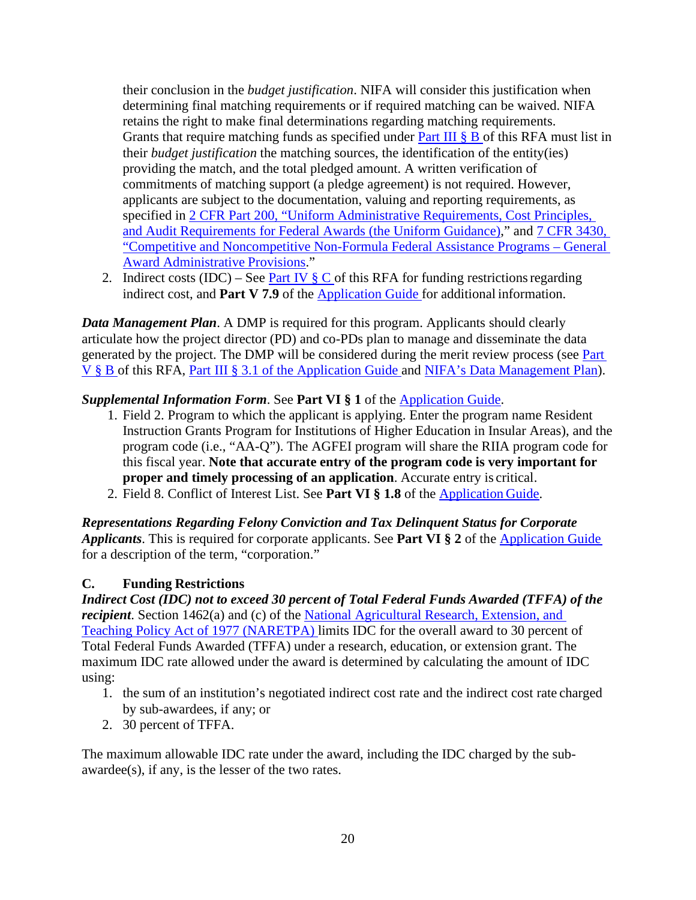their conclusion in the *budget justification*. NIFA will consider this justification when determining final matching requirements or if required matching can be waived. NIFA retains the right to make final determinations regarding matching requirements. Grants that require matching funds as specified under Part III § B of this RFA must list in their *budget justification* the matching sources, the identification of the entity(ies) providing the match, and the total pledged amount. A written verification of commitments of matching support (a pledge agreement) is not required. However, applicants are subject to the documentation, valuing and reporting requirements, as specified in 2 CFR Part 200, "Uniform Administrative Requirements, Cost Principles, and Audit Requirements for Federal Awards (the Uniform Guidance)," and 7 CFR 3430, "Competitive and Noncompetitive Non-Formula Federal Assistance Programs – General Award Administrative Provisions."

2. Indirect costs (IDC) – See Part IV § C of this RFA for funding restrictions regarding indirect cost, and **Part V 7.9** of the Application Guide for additional information.

***Data Management Plan***. A DMP is required for this program. Applicants should clearly articulate how the project director (PD) and co-PDs plan to manage and disseminate the data generated by the project. The DMP will be considered during the merit review process (see Part V § B of this RFA, Part III § 3.1 of the Application Guide and NIFA's Data Management Plan).

***Supplemental Information Form***. See **Part VI § 1** of the Application Guide.

1. Field 2. Program to which the applicant is applying. Enter the program name Resident Instruction Grants Program for Institutions of Higher Education in Insular Areas), and the program code (i.e., "AA-Q"). The AGFEI program will share the RIIA program code for this fiscal year. **Note that accurate entry of the program code is very important for proper and timely processing of an application**. Accurate entry is critical.
2. Field 8. Conflict of Interest List. See **Part VI § 1.8** of the Application Guide.

***Representations Regarding Felony Conviction and Tax Delinquent Status for Corporate Applicants***. This is required for corporate applicants. See **Part VI § 2** of the Application Guide for a description of the term, "corporation."

## C. Funding Restrictions

***Indirect Cost (IDC) not to exceed 30 percent of Total Federal Funds Awarded (TFFA) of the recipient***. Section 1462(a) and (c) of the National Agricultural Research, Extension, and Teaching Policy Act of 1977 (NARETPA) limits IDC for the overall award to 30 percent of Total Federal Funds Awarded (TFFA) under a research, education, or extension grant. The maximum IDC rate allowed under the award is determined by calculating the amount of IDC using:

1. the sum of an institution's negotiated indirect cost rate and the indirect cost rate charged by sub-awardees, if any; or
2. 30 percent of TFFA.

The maximum allowable IDC rate under the award, including the IDC charged by the sub-awardee(s), if any, is the lesser of the two rates.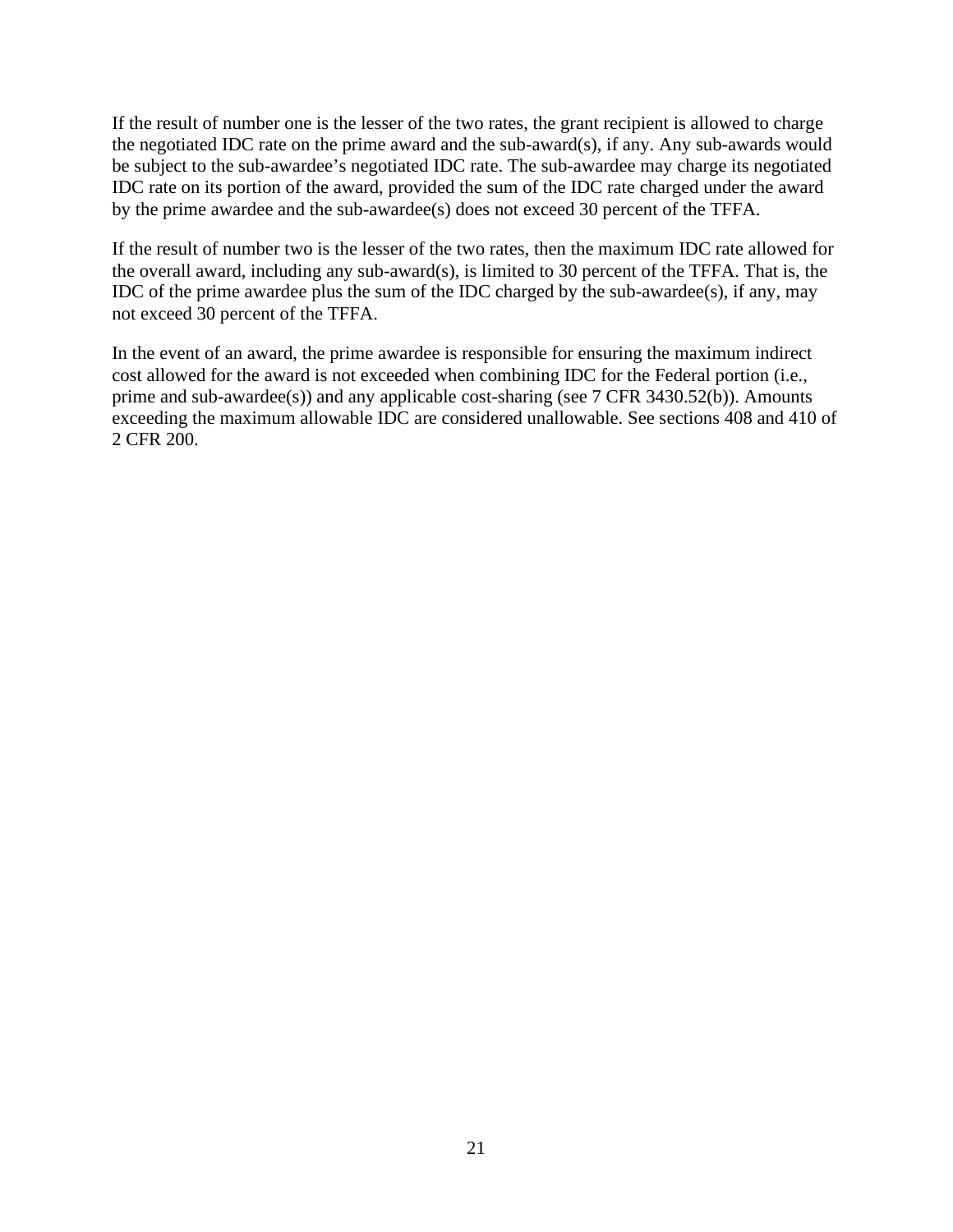If the result of number one is the lesser of the two rates, the grant recipient is allowed to charge the negotiated IDC rate on the prime award and the sub-award(s), if any. Any sub-awards would be subject to the sub-awardee's negotiated IDC rate. The sub-awardee may charge its negotiated IDC rate on its portion of the award, provided the sum of the IDC rate charged under the award by the prime awardee and the sub-awardee(s) does not exceed 30 percent of the TFFA.

If the result of number two is the lesser of the two rates, then the maximum IDC rate allowed for the overall award, including any sub-award(s), is limited to 30 percent of the TFFA. That is, the IDC of the prime awardee plus the sum of the IDC charged by the sub-awardee(s), if any, may not exceed 30 percent of the TFFA.

In the event of an award, the prime awardee is responsible for ensuring the maximum indirect cost allowed for the award is not exceeded when combining IDC for the Federal portion (i.e., prime and sub-awardee(s)) and any applicable cost-sharing (see 7 CFR 3430.52(b)). Amounts exceeding the maximum allowable IDC are considered unallowable. See sections 408 and 410 of 2 CFR 200.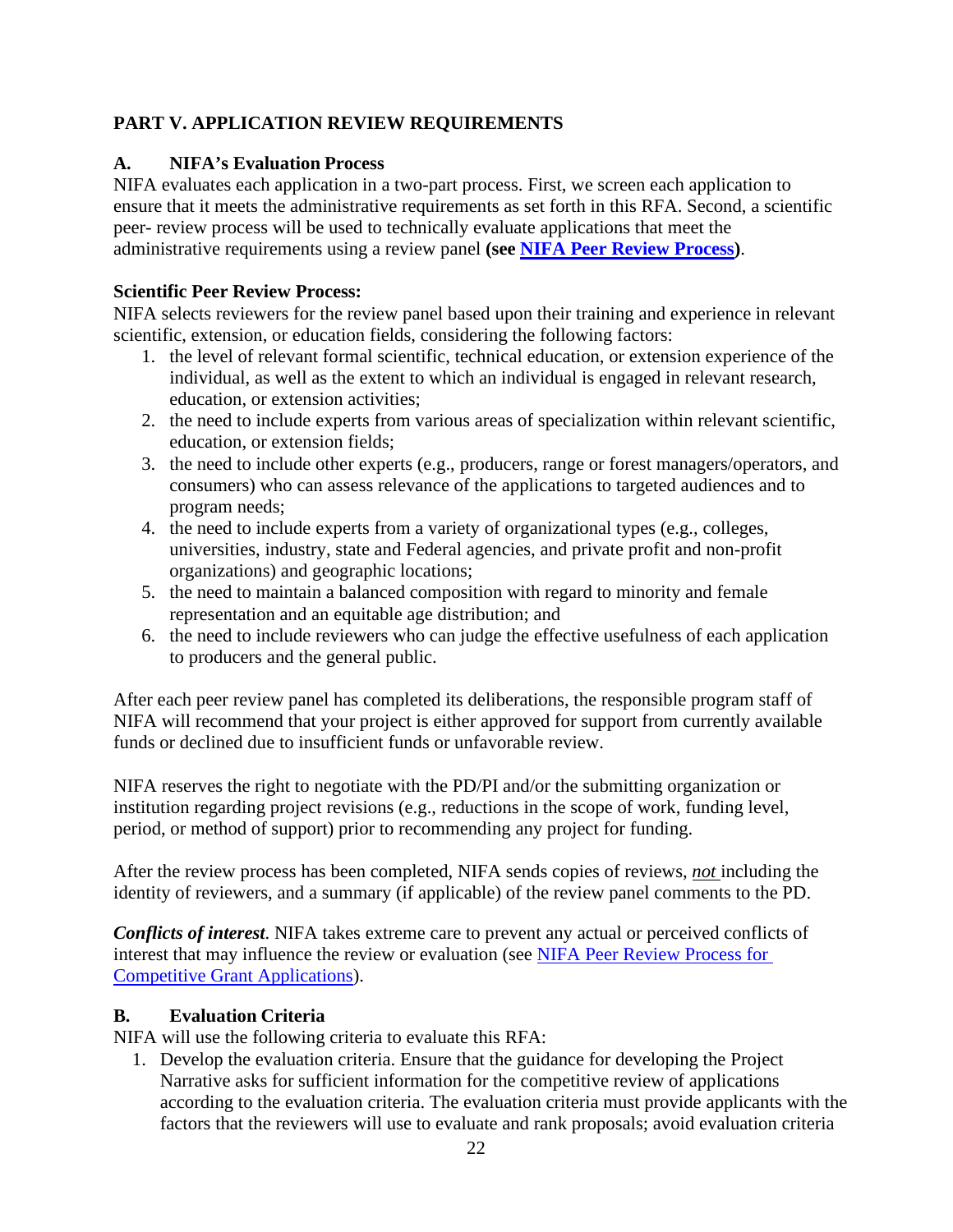## PART V. APPLICATION REVIEW REQUIREMENTS

### A. NIFA's Evaluation Process

NIFA evaluates each application in a two-part process. First, we screen each application to ensure that it meets the administrative requirements as set forth in this RFA. Second, a scientific peer- review process will be used to technically evaluate applications that meet the administrative requirements using a review panel **(see NIFA Peer Review Process)**.

**Scientific Peer Review Process:**

NIFA selects reviewers for the review panel based upon their training and experience in relevant scientific, extension, or education fields, considering the following factors:

1. the level of relevant formal scientific, technical education, or extension experience of the individual, as well as the extent to which an individual is engaged in relevant research, education, or extension activities;
2. the need to include experts from various areas of specialization within relevant scientific, education, or extension fields;
3. the need to include other experts (e.g., producers, range or forest managers/operators, and consumers) who can assess relevance of the applications to targeted audiences and to program needs;
4. the need to include experts from a variety of organizational types (e.g., colleges, universities, industry, state and Federal agencies, and private profit and non-profit organizations) and geographic locations;
5. the need to maintain a balanced composition with regard to minority and female representation and an equitable age distribution; and
6. the need to include reviewers who can judge the effective usefulness of each application to producers and the general public.

After each peer review panel has completed its deliberations, the responsible program staff of NIFA will recommend that your project is either approved for support from currently available funds or declined due to insufficient funds or unfavorable review.

NIFA reserves the right to negotiate with the PD/PI and/or the submitting organization or institution regarding project revisions (e.g., reductions in the scope of work, funding level, period, or method of support) prior to recommending any project for funding.

After the review process has been completed, NIFA sends copies of reviews, ***not*** including the identity of reviewers, and a summary (if applicable) of the review panel comments to the PD.

***Conflicts of interest***. NIFA takes extreme care to prevent any actual or perceived conflicts of interest that may influence the review or evaluation (see NIFA Peer Review Process for Competitive Grant Applications).

### B. Evaluation Criteria

NIFA will use the following criteria to evaluate this RFA:

1. Develop the evaluation criteria. Ensure that the guidance for developing the Project Narrative asks for sufficient information for the competitive review of applications according to the evaluation criteria. The evaluation criteria must provide applicants with the factors that the reviewers will use to evaluate and rank proposals; avoid evaluation criteria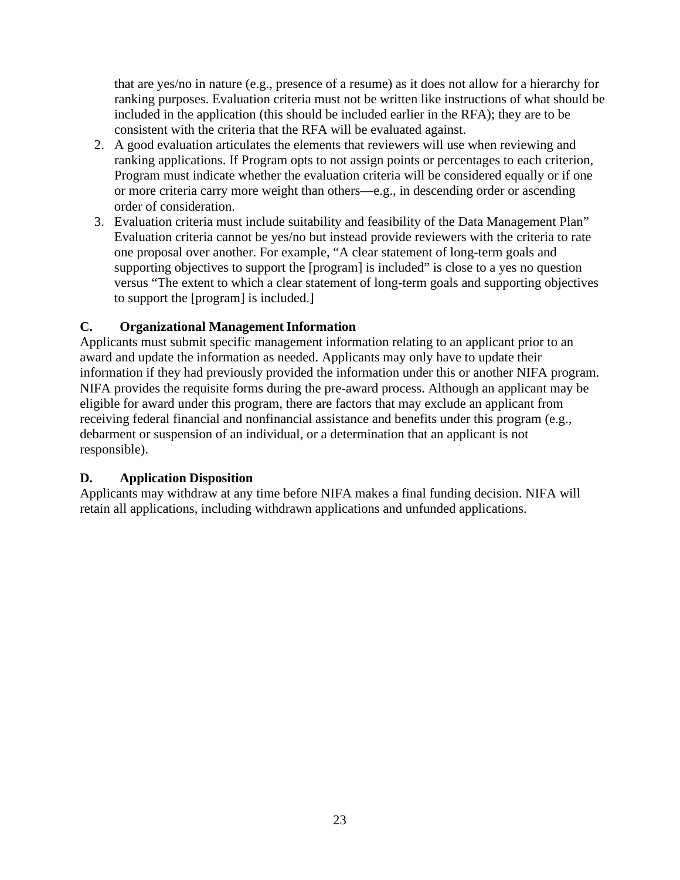that are yes/no in nature (e.g., presence of a resume) as it does not allow for a hierarchy for ranking purposes. Evaluation criteria must not be written like instructions of what should be included in the application (this should be included earlier in the RFA); they are to be consistent with the criteria that the RFA will be evaluated against.

2. A good evaluation articulates the elements that reviewers will use when reviewing and ranking applications. If Program opts to not assign points or percentages to each criterion, Program must indicate whether the evaluation criteria will be considered equally or if one or more criteria carry more weight than others—e.g., in descending order or ascending order of consideration.
3. Evaluation criteria must include suitability and feasibility of the Data Management Plan" Evaluation criteria cannot be yes/no but instead provide reviewers with the criteria to rate one proposal over another. For example, "A clear statement of long-term goals and supporting objectives to support the [program] is included" is close to a yes no question versus "The extent to which a clear statement of long-term goals and supporting objectives to support the [program] is included.]

### C. Organizational Management Information

Applicants must submit specific management information relating to an applicant prior to an award and update the information as needed. Applicants may only have to update their information if they had previously provided the information under this or another NIFA program. NIFA provides the requisite forms during the pre-award process. Although an applicant may be eligible for award under this program, there are factors that may exclude an applicant from receiving federal financial and nonfinancial assistance and benefits under this program (e.g., debarment or suspension of an individual, or a determination that an applicant is not responsible).

### D. Application Disposition

Applicants may withdraw at any time before NIFA makes a final funding decision. NIFA will retain all applications, including withdrawn applications and unfunded applications.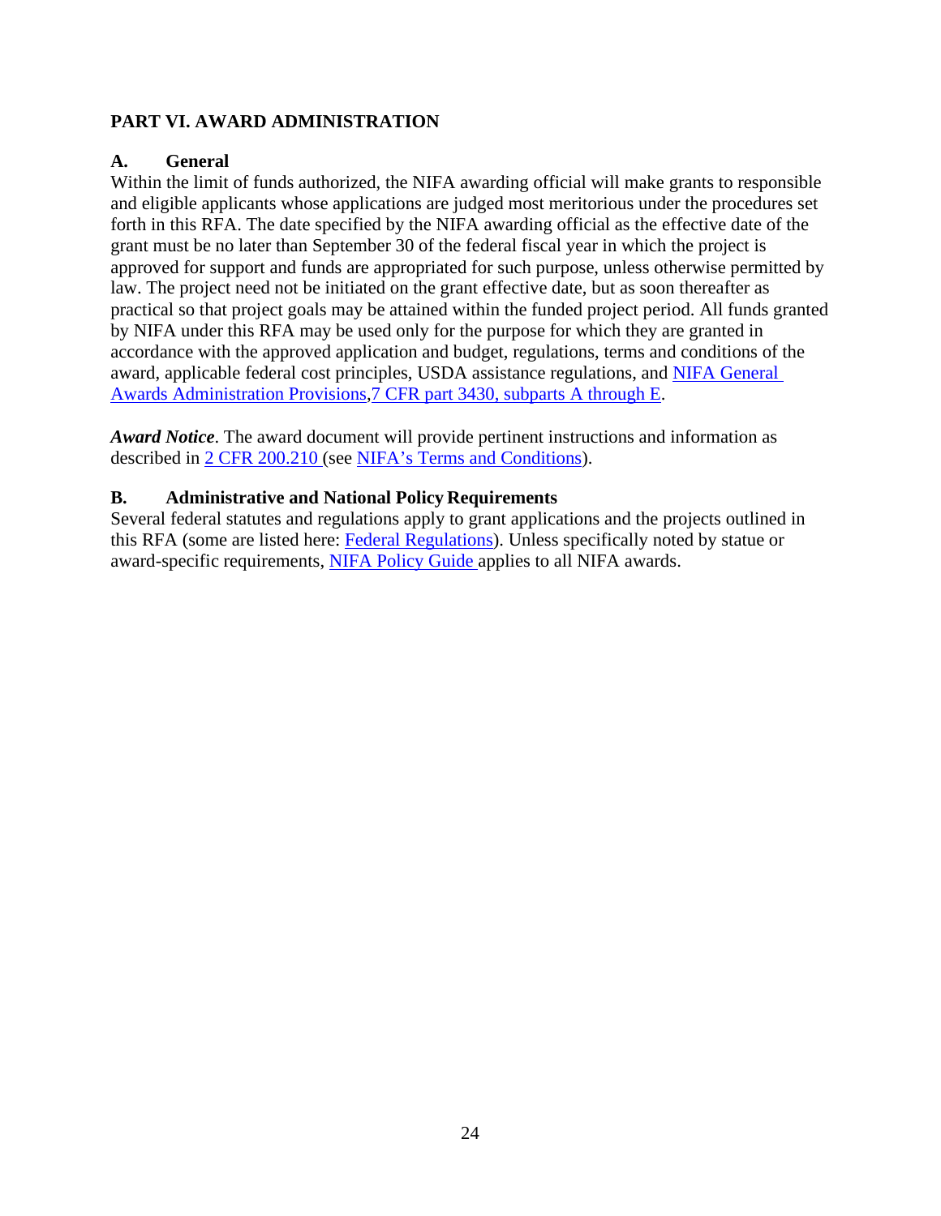## PART VI. AWARD ADMINISTRATION

### A. General

Within the limit of funds authorized, the NIFA awarding official will make grants to responsible and eligible applicants whose applications are judged most meritorious under the procedures set forth in this RFA. The date specified by the NIFA awarding official as the effective date of the grant must be no later than September 30 of the federal fiscal year in which the project is approved for support and funds are appropriated for such purpose, unless otherwise permitted by law. The project need not be initiated on the grant effective date, but as soon thereafter as practical so that project goals may be attained within the funded project period. All funds granted by NIFA under this RFA may be used only for the purpose for which they are granted in accordance with the approved application and budget, regulations, terms and conditions of the award, applicable federal cost principles, USDA assistance regulations, and NIFA General Awards Administration Provisions,7 CFR part 3430, subparts A through E.

***Award Notice***. The award document will provide pertinent instructions and information as described in 2 CFR 200.210 (see NIFA's Terms and Conditions).

### B. Administrative and National Policy Requirements

Several federal statutes and regulations apply to grant applications and the projects outlined in this RFA (some are listed here: Federal Regulations). Unless specifically noted by statue or award-specific requirements, NIFA Policy Guide applies to all NIFA awards.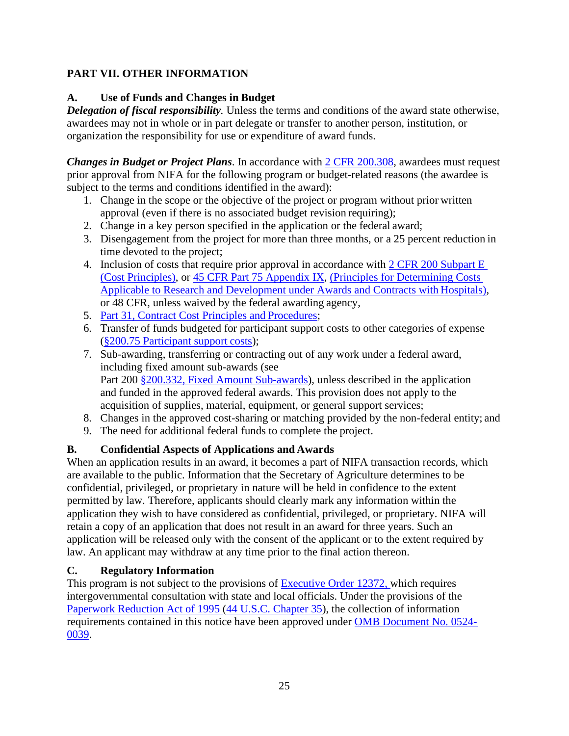## PART VII. OTHER INFORMATION

### A. Use of Funds and Changes in Budget

***Delegation of fiscal responsibility.*** Unless the terms and conditions of the award state otherwise, awardees may not in whole or in part delegate or transfer to another person, institution, or organization the responsibility for use or expenditure of award funds.

***Changes in Budget or Project Plans***. In accordance with 2 CFR 200.308, awardees must request prior approval from NIFA for the following program or budget-related reasons (the awardee is subject to the terms and conditions identified in the award):

1. Change in the scope or the objective of the project or program without prior written approval (even if there is no associated budget revision requiring);
2. Change in a key person specified in the application or the federal award;
3. Disengagement from the project for more than three months, or a 25 percent reduction in time devoted to the project;
4. Inclusion of costs that require prior approval in accordance with 2 CFR 200 Subpart E (Cost Principles), or 45 CFR Part 75 Appendix IX, (Principles for Determining Costs Applicable to Research and Development under Awards and Contracts with Hospitals), or 48 CFR, unless waived by the federal awarding agency,
5. Part 31, Contract Cost Principles and Procedures;
6. Transfer of funds budgeted for participant support costs to other categories of expense (§200.75 Participant support costs);
7. Sub-awarding, transferring or contracting out of any work under a federal award, including fixed amount sub-awards (see Part 200 §200.332, Fixed Amount Sub-awards), unless described in the application and funded in the approved federal awards. This provision does not apply to the acquisition of supplies, material, equipment, or general support services;
8. Changes in the approved cost-sharing or matching provided by the non-federal entity; and
9. The need for additional federal funds to complete the project.

### B. Confidential Aspects of Applications and Awards

When an application results in an award, it becomes a part of NIFA transaction records, which are available to the public. Information that the Secretary of Agriculture determines to be confidential, privileged, or proprietary in nature will be held in confidence to the extent permitted by law. Therefore, applicants should clearly mark any information within the application they wish to have considered as confidential, privileged, or proprietary. NIFA will retain a copy of an application that does not result in an award for three years. Such an application will be released only with the consent of the applicant or to the extent required by law. An applicant may withdraw at any time prior to the final action thereon.

### C. Regulatory Information

This program is not subject to the provisions of Executive Order 12372, which requires intergovernmental consultation with state and local officials. Under the provisions of the Paperwork Reduction Act of 1995 (44 U.S.C. Chapter 35), the collection of information requirements contained in this notice have been approved under OMB Document No. 0524-0039.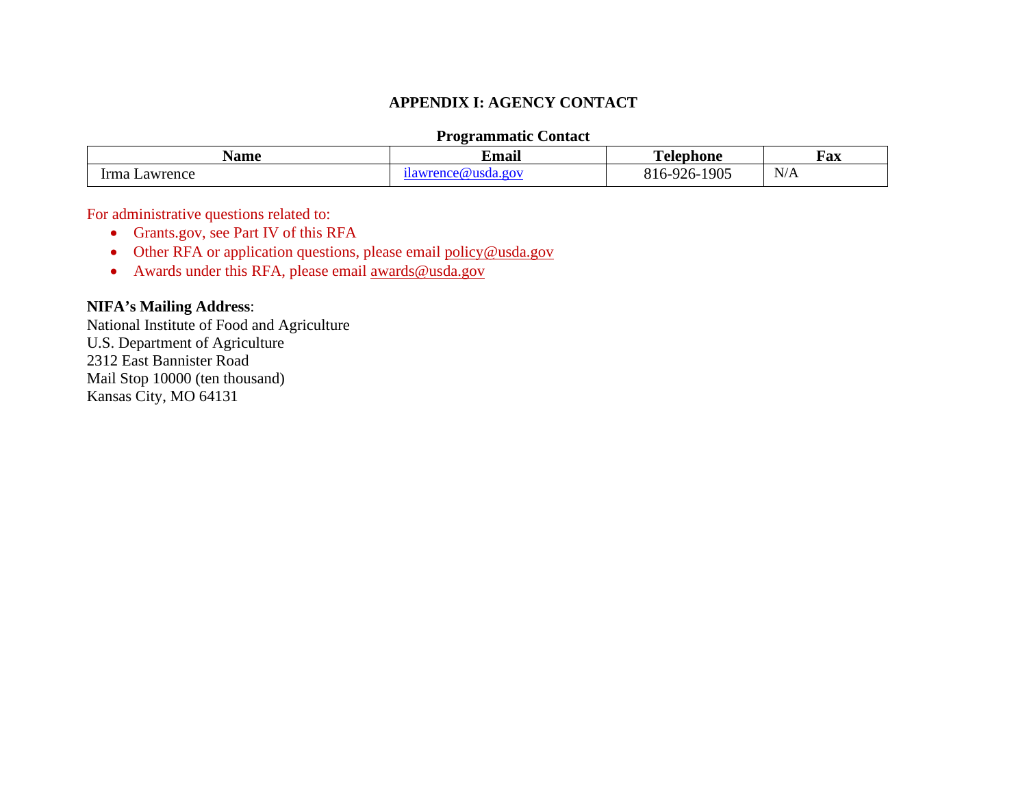## APPENDIX I: AGENCY CONTACT

**Programmatic Contact**

| Name | Email | Telephone | Fax |
|---|---|---|---|
| Irma Lawrence | ilawrence@usda.gov | 816-926-1905 | N/A |

For administrative questions related to:

- Grants.gov, see Part IV of this RFA
- Other RFA or application questions, please email policy@usda.gov
- Awards under this RFA, please email awards@usda.gov

**NIFA's Mailing Address**:
National Institute of Food and Agriculture
U.S. Department of Agriculture
2312 East Bannister Road
Mail Stop 10000 (ten thousand)
Kansas City, MO 64131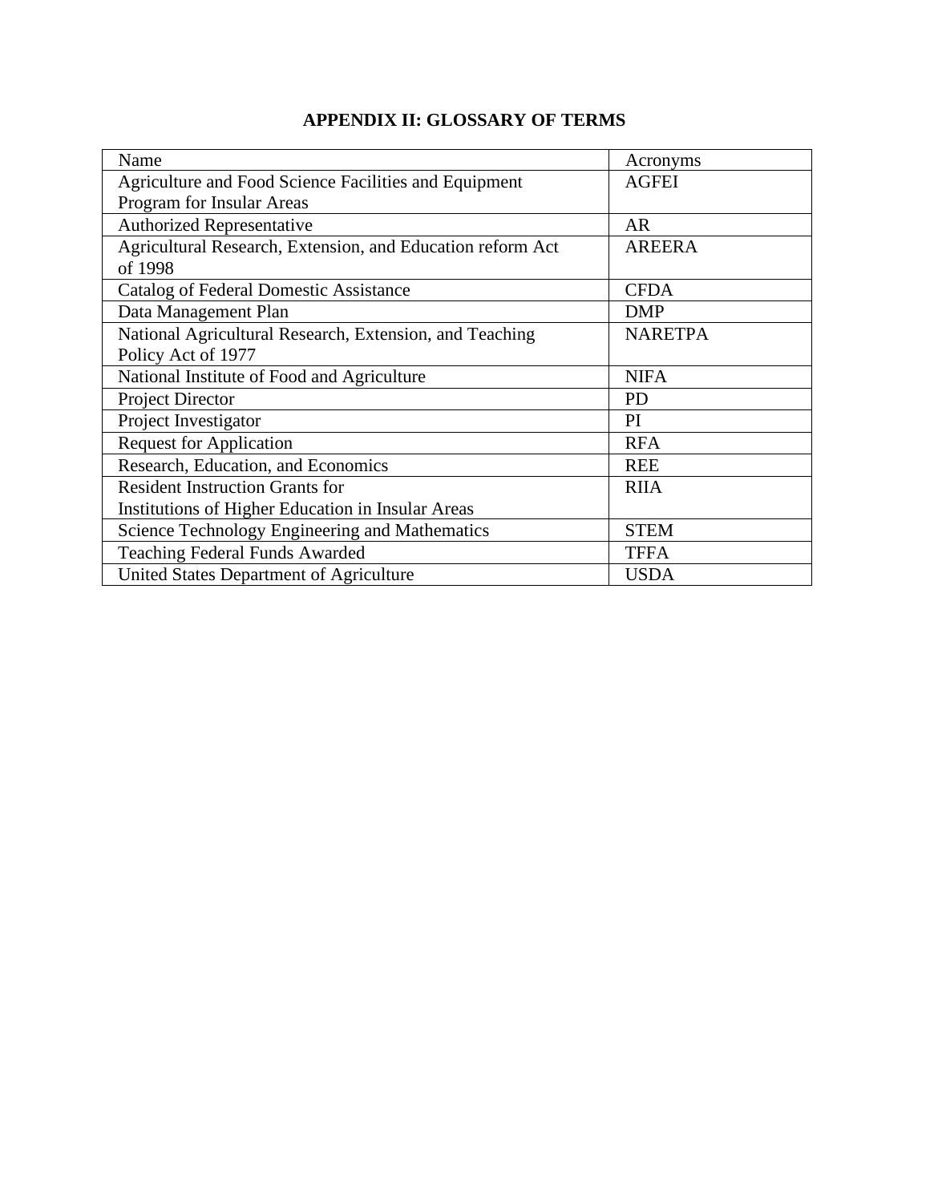# APPENDIX II: GLOSSARY OF TERMS

| Name | Acronyms |
|---|---|
| Agriculture and Food Science Facilities and Equipment Program for Insular Areas | AGFEI |
| Authorized Representative | AR |
| Agricultural Research, Extension, and Education reform Act of 1998 | AREERA |
| Catalog of Federal Domestic Assistance | CFDA |
| Data Management Plan | DMP |
| National Agricultural Research, Extension, and Teaching Policy Act of 1977 | NARETPA |
| National Institute of Food and Agriculture | NIFA |
| Project Director | PD |
| Project Investigator | PI |
| Request for Application | RFA |
| Research, Education, and Economics | REE |
| Resident Instruction Grants for Institutions of Higher Education in Insular Areas | RIIA |
| Science Technology Engineering and Mathematics | STEM |
| Teaching Federal Funds Awarded | TFFA |
| United States Department of Agriculture | USDA |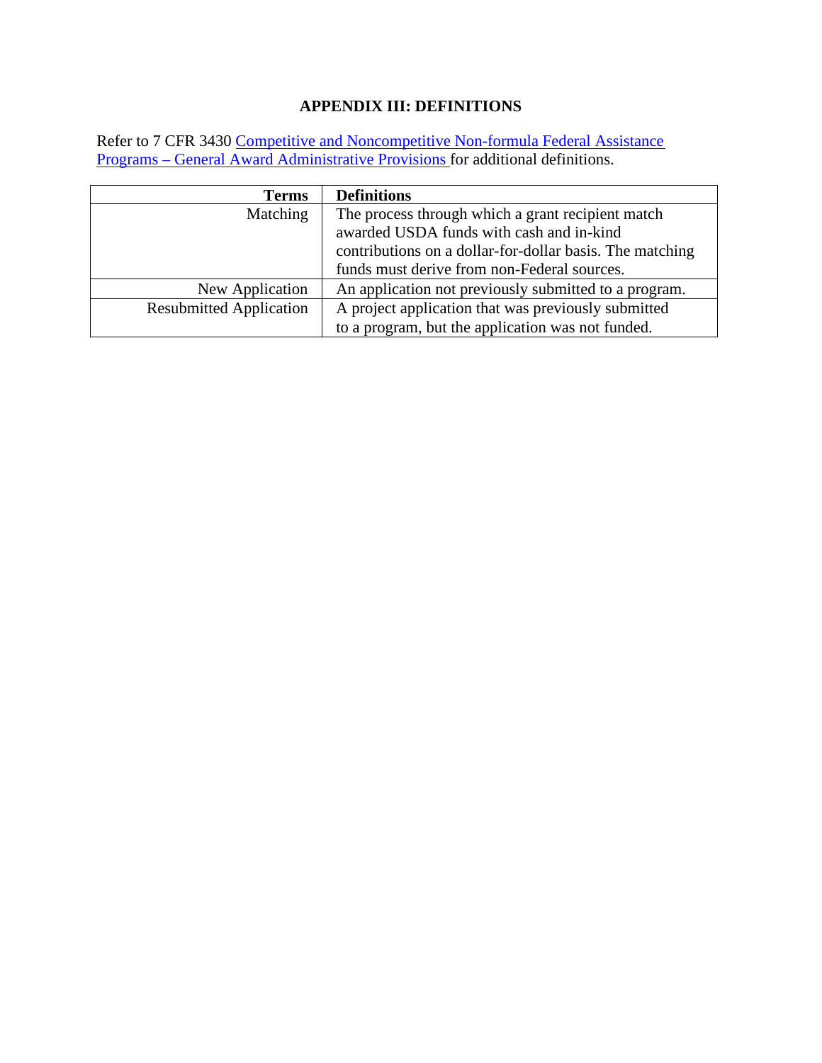## APPENDIX III: DEFINITIONS

Refer to 7 CFR 3430 Competitive and Noncompetitive Non-formula Federal Assistance Programs – General Award Administrative Provisions for additional definitions.

| Terms | Definitions |
|---|---|
| Matching | The process through which a grant recipient match awarded USDA funds with cash and in-kind contributions on a dollar-for-dollar basis. The matching funds must derive from non-Federal sources. |
| New Application | An application not previously submitted to a program. |
| Resubmitted Application | A project application that was previously submitted to a program, but the application was not funded. |